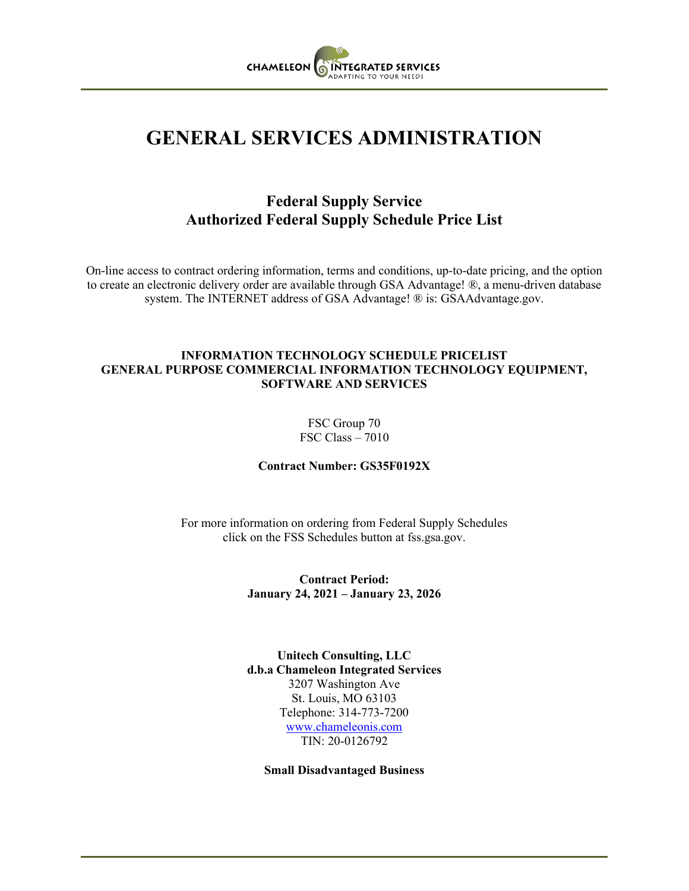CHAMELEON INTEGRATED SERVICES
ADAPTING TO YOUR NEEDS

# GENERAL SERVICES ADMINISTRATION

## Federal Supply Service
## Authorized Federal Supply Schedule Price List

On-line access to contract ordering information, terms and conditions, up-to-date pricing, and the option to create an electronic delivery order are available through GSA Advantage! ®, a menu-driven database system. The INTERNET address of GSA Advantage! ® is: GSAAdvantage.gov.

**INFORMATION TECHNOLOGY SCHEDULE PRICELIST**
**GENERAL PURPOSE COMMERCIAL INFORMATION TECHNOLOGY EQUIPMENT, SOFTWARE AND SERVICES**

FSC Group 70
FSC Class – 7010

**Contract Number: GS35F0192X**

For more information on ordering from Federal Supply Schedules click on the FSS Schedules button at fss.gsa.gov.

**Contract Period:**
**January 24, 2021 – January 23, 2026**

**Unitech Consulting, LLC**
**d.b.a Chameleon Integrated Services**
3207 Washington Ave
St. Louis, MO 63103
Telephone: 314-773-7200
www.chameleonis.com
TIN: 20-0126792

**Small Disadvantaged Business**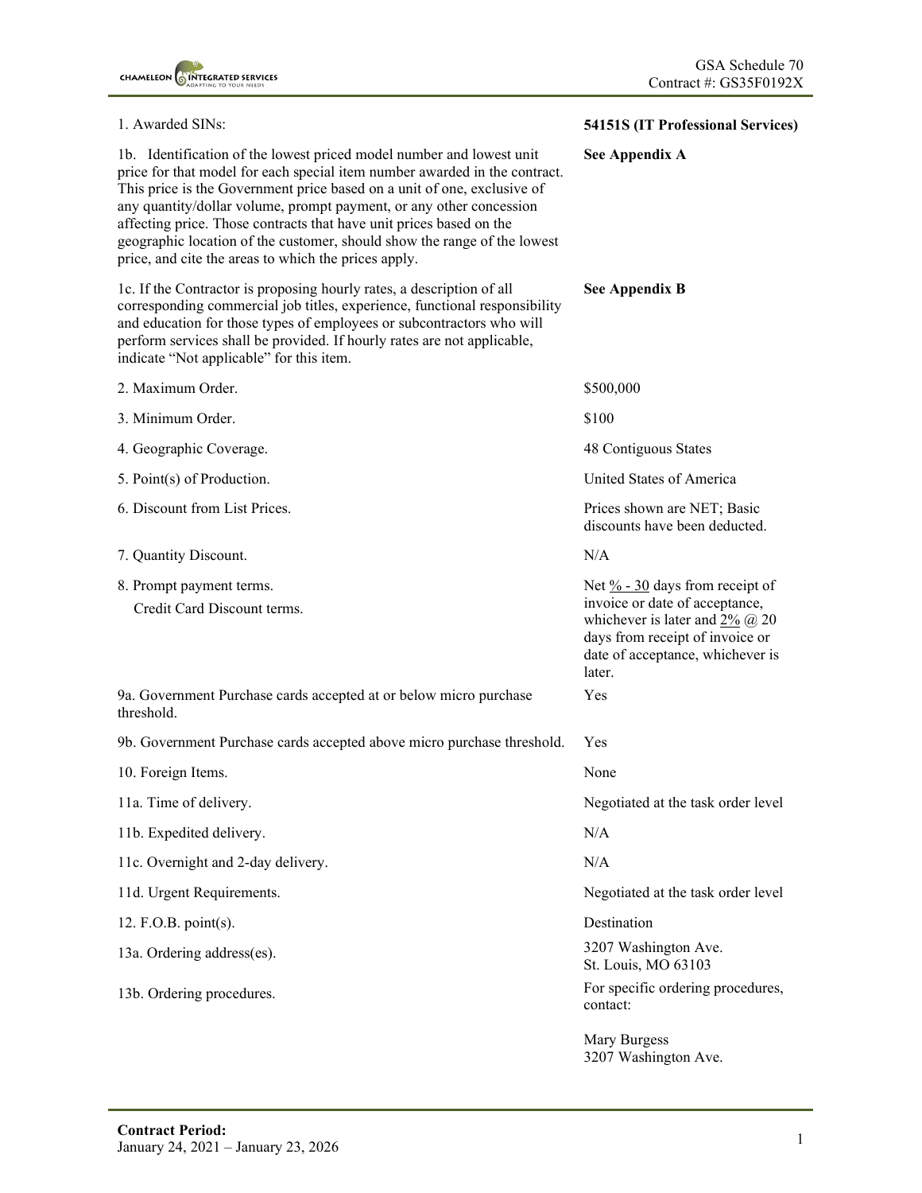| | |
|---|---|
| 1. Awarded SINs: | **54151S (IT Professional Services)** |
| 1b. Identification of the lowest priced model number and lowest unit price for that model for each special item number awarded in the contract. This price is the Government price based on a unit of one, exclusive of any quantity/dollar volume, prompt payment, or any other concession affecting price. Those contracts that have unit prices based on the geographic location of the customer, should show the range of the lowest price, and cite the areas to which the prices apply. | **See Appendix A** |
| 1c. If the Contractor is proposing hourly rates, a description of all corresponding commercial job titles, experience, functional responsibility and education for those types of employees or subcontractors who will perform services shall be provided. If hourly rates are not applicable, indicate "Not applicable" for this item. | **See Appendix B** |
| 2. Maximum Order. | $500,000 |
| 3. Minimum Order. | $100 |
| 4. Geographic Coverage. | 48 Contiguous States |
| 5. Point(s) of Production. | United States of America |
| 6. Discount from List Prices. | Prices shown are NET; Basic discounts have been deducted. |
| 7. Quantity Discount. | N/A |
| 8. Prompt payment terms. Credit Card Discount terms. | Net % - 30 days from receipt of invoice or date of acceptance, whichever is later and 2% @ 20 days from receipt of invoice or date of acceptance, whichever is later. |
| 9a. Government Purchase cards accepted at or below micro purchase threshold. | Yes |
| 9b. Government Purchase cards accepted above micro purchase threshold. | Yes |
| 10. Foreign Items. | None |
| 11a. Time of delivery. | Negotiated at the task order level |
| 11b. Expedited delivery. | N/A |
| 11c. Overnight and 2-day delivery. | N/A |
| 11d. Urgent Requirements. | Negotiated at the task order level |
| 12. F.O.B. point(s). | Destination |
| 13a. Ordering address(es). | 3207 Washington Ave. St. Louis, MO 63103 |
| 13b. Ordering procedures. | For specific ordering procedures, contact: Mary Burgess 3207 Washington Ave. |

**Contract Period:**
January 24, 2021 – January 23, 2026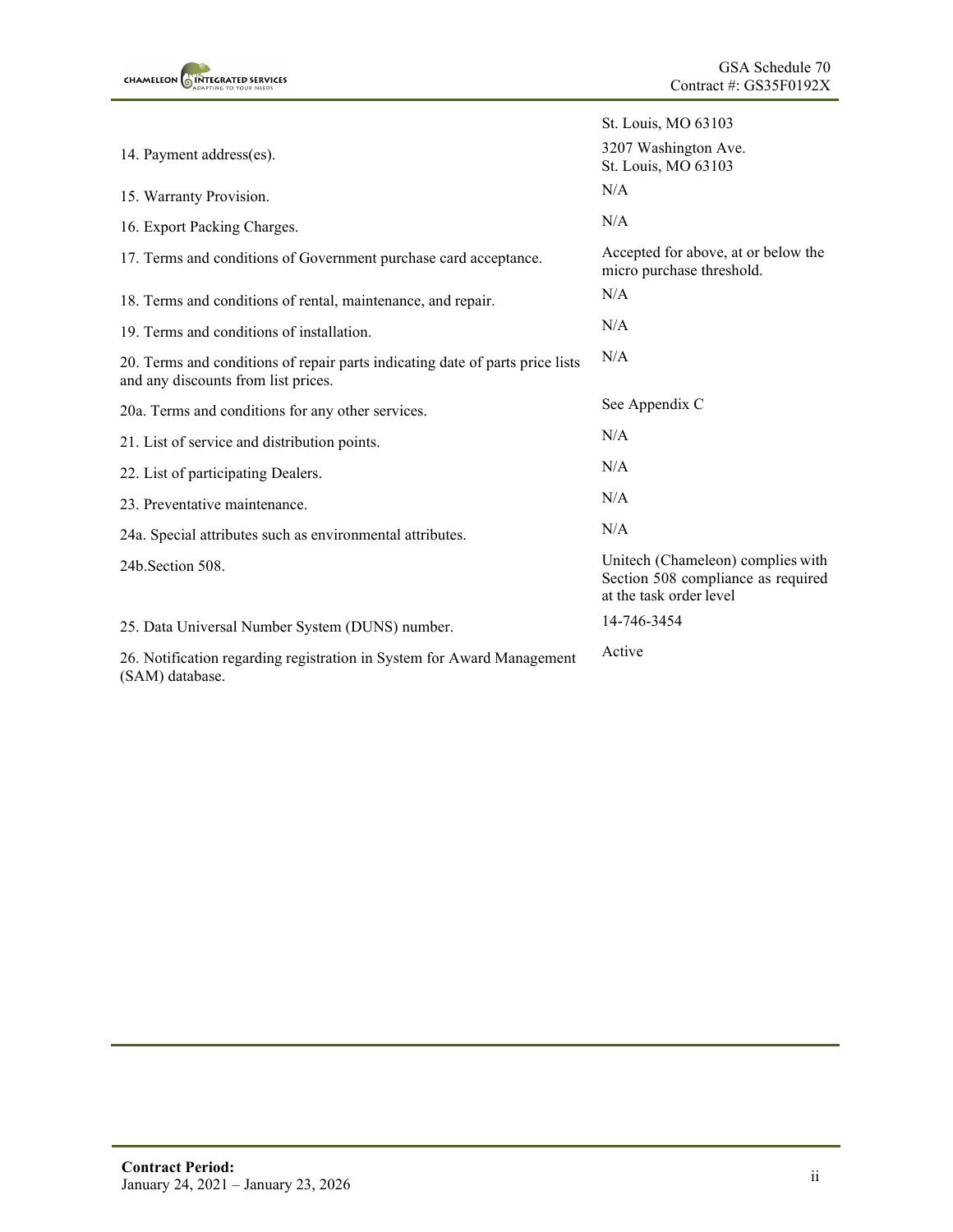| | |
|---|---|
| | St. Louis, MO 63103 |
| 14. Payment address(es). | 3207 Washington Ave.<br>St. Louis, MO 63103 |
| 15. Warranty Provision. | N/A |
| 16. Export Packing Charges. | N/A |
| 17. Terms and conditions of Government purchase card acceptance. | Accepted for above, at or below the micro purchase threshold. |
| 18. Terms and conditions of rental, maintenance, and repair. | N/A |
| 19. Terms and conditions of installation. | N/A |
| 20. Terms and conditions of repair parts indicating date of parts price lists and any discounts from list prices. | N/A |
| 20a. Terms and conditions for any other services. | See Appendix C |
| 21. List of service and distribution points. | N/A |
| 22. List of participating Dealers. | N/A |
| 23. Preventative maintenance. | N/A |
| 24a. Special attributes such as environmental attributes. | N/A |
| 24b.Section 508. | Unitech (Chameleon) complies with Section 508 compliance as required at the task order level |
| 25. Data Universal Number System (DUNS) number. | 14-746-3454 |
| 26. Notification regarding registration in System for Award Management (SAM) database. | Active |

**Contract Period:**
January 24, 2021 – January 23, 2026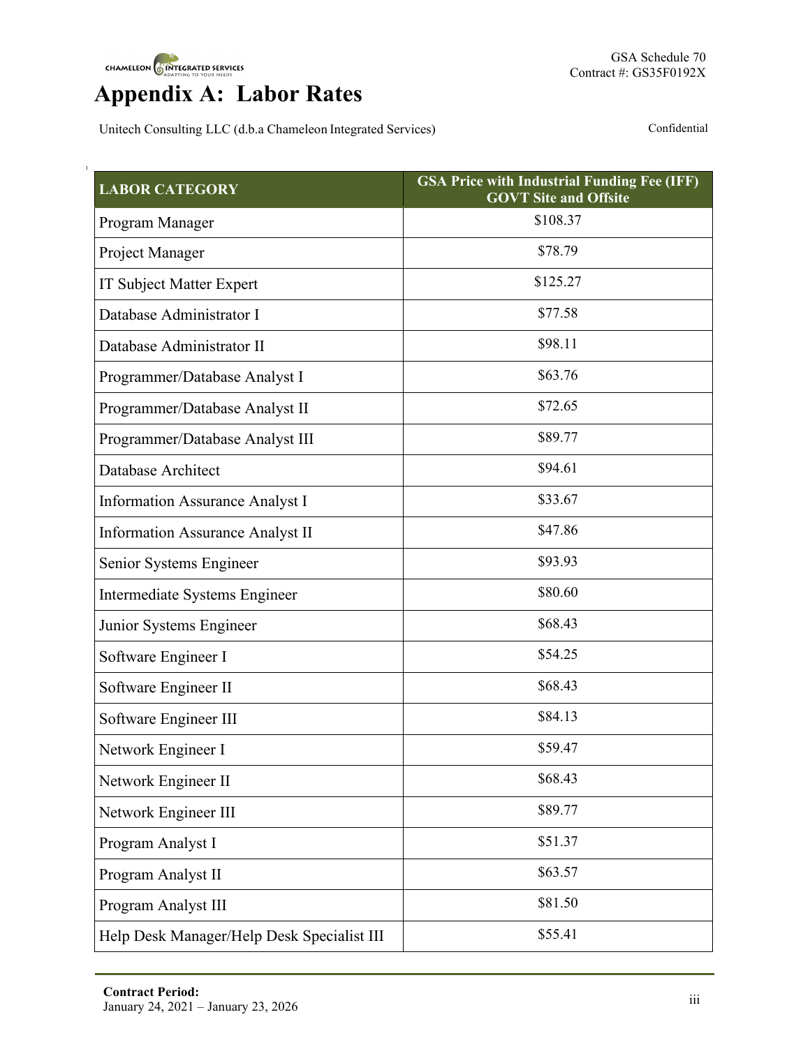# Appendix A: Labor Rates

Unitech Consulting LLC (d.b.a Chameleon Integrated Services) Confidential

| LABOR CATEGORY | GSA Price with Industrial Funding Fee (IFF) GOVT Site and Offsite |
|---|---|
| Program Manager | $108.37 |
| Project Manager | $78.79 |
| IT Subject Matter Expert | $125.27 |
| Database Administrator I | $77.58 |
| Database Administrator II | $98.11 |
| Programmer/Database Analyst I | $63.76 |
| Programmer/Database Analyst II | $72.65 |
| Programmer/Database Analyst III | $89.77 |
| Database Architect | $94.61 |
| Information Assurance Analyst I | $33.67 |
| Information Assurance Analyst II | $47.86 |
| Senior Systems Engineer | $93.93 |
| Intermediate Systems Engineer | $80.60 |
| Junior Systems Engineer | $68.43 |
| Software Engineer I | $54.25 |
| Software Engineer II | $68.43 |
| Software Engineer III | $84.13 |
| Network Engineer I | $59.47 |
| Network Engineer II | $68.43 |
| Network Engineer III | $89.77 |
| Program Analyst I | $51.37 |
| Program Analyst II | $63.57 |
| Program Analyst III | $81.50 |
| Help Desk Manager/Help Desk Specialist III | $55.41 |

**Contract Period:**
January 24, 2021 – January 23, 2026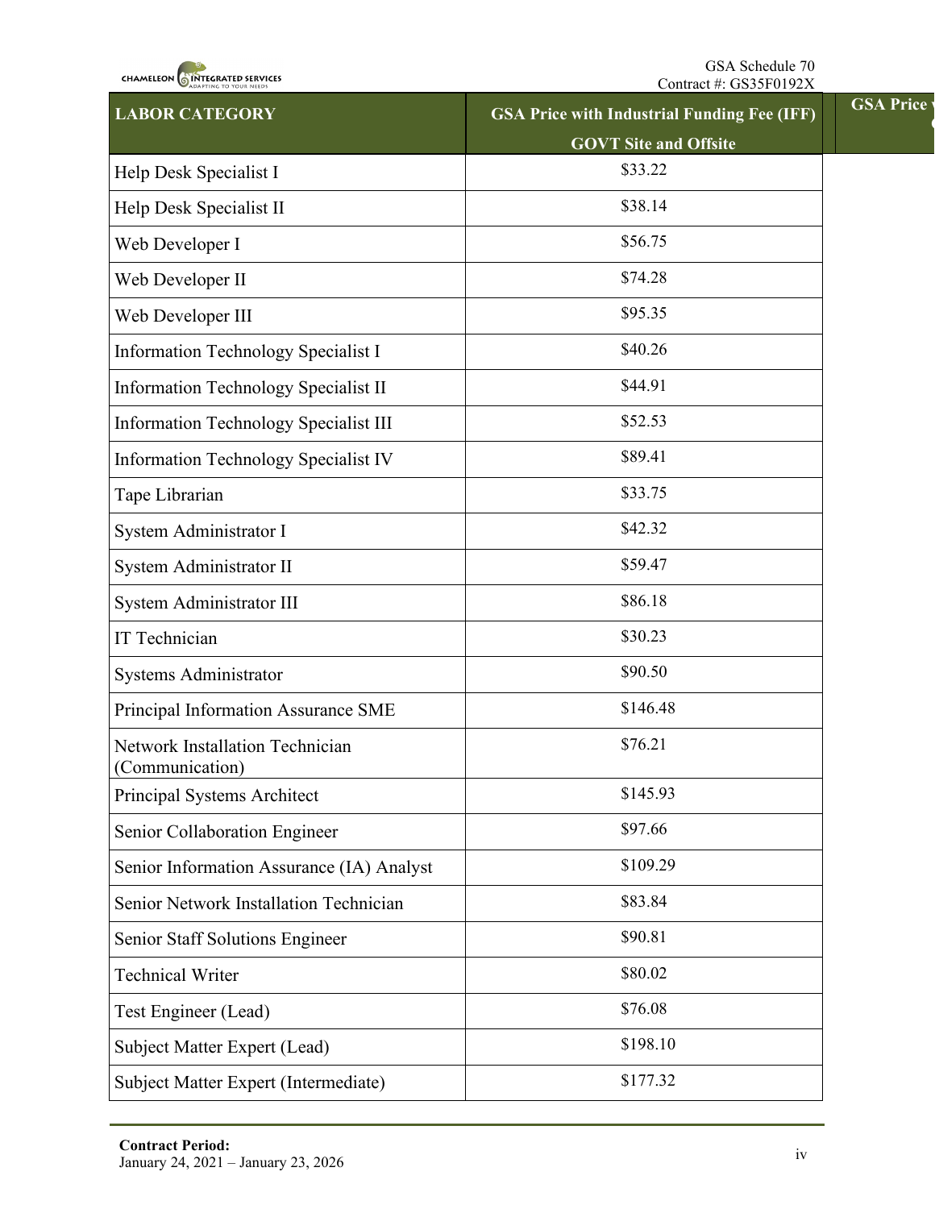| LABOR CATEGORY | GSA Price with Industrial Funding Fee (IFF) GOVT Site and Offsite |
|---|---|
| Help Desk Specialist I | $33.22 |
| Help Desk Specialist II | $38.14 |
| Web Developer I | $56.75 |
| Web Developer II | $74.28 |
| Web Developer III | $95.35 |
| Information Technology Specialist I | $40.26 |
| Information Technology Specialist II | $44.91 |
| Information Technology Specialist III | $52.53 |
| Information Technology Specialist IV | $89.41 |
| Tape Librarian | $33.75 |
| System Administrator I | $42.32 |
| System Administrator II | $59.47 |
| System Administrator III | $86.18 |
| IT Technician | $30.23 |
| Systems Administrator | $90.50 |
| Principal Information Assurance SME | $146.48 |
| Network Installation Technician (Communication) | $76.21 |
| Principal Systems Architect | $145.93 |
| Senior Collaboration Engineer | $97.66 |
| Senior Information Assurance (IA) Analyst | $109.29 |
| Senior Network Installation Technician | $83.84 |
| Senior Staff Solutions Engineer | $90.81 |
| Technical Writer | $80.02 |
| Test Engineer (Lead) | $76.08 |
| Subject Matter Expert (Lead) | $198.10 |
| Subject Matter Expert (Intermediate) | $177.32 |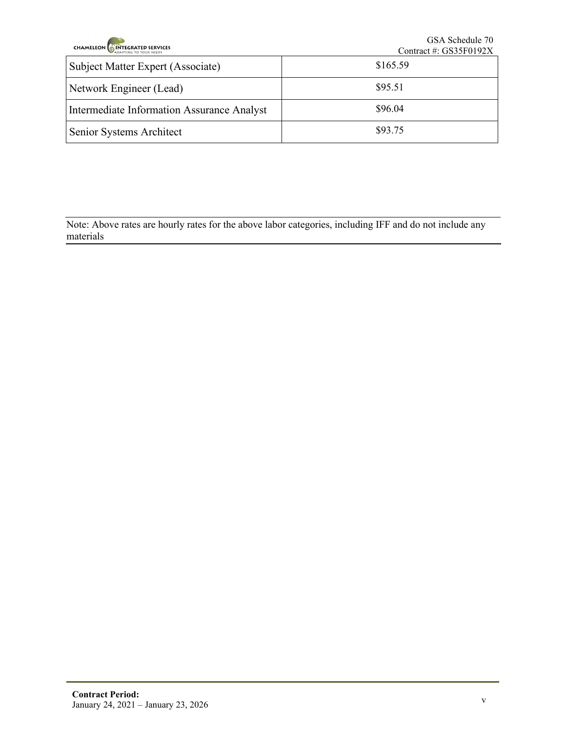| | |
|---|---|
| Subject Matter Expert (Associate) | $165.59 |
| Network Engineer (Lead) | $95.51 |
| Intermediate Information Assurance Analyst | $96.04 |
| Senior Systems Architect | $93.75 |

Note: Above rates are hourly rates for the above labor categories, including IFF and do not include any materials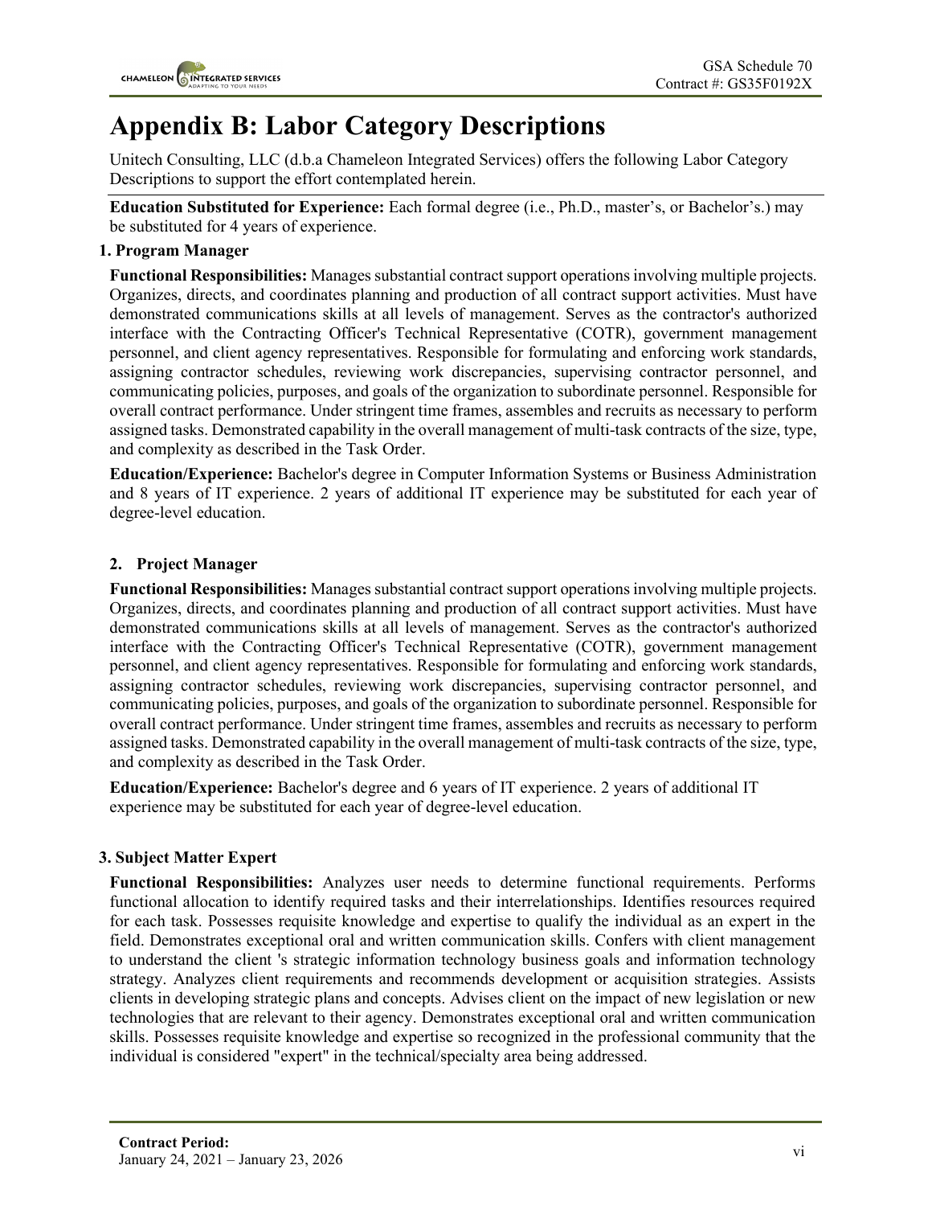# Appendix B: Labor Category Descriptions

Unitech Consulting, LLC (d.b.a Chameleon Integrated Services) offers the following Labor Category Descriptions to support the effort contemplated herein.

**Education Substituted for Experience:** Each formal degree (i.e., Ph.D., master's, or Bachelor's.) may be substituted for 4 years of experience.

### 1. Program Manager

**Functional Responsibilities:** Manages substantial contract support operations involving multiple projects. Organizes, directs, and coordinates planning and production of all contract support activities. Must have demonstrated communications skills at all levels of management. Serves as the contractor's authorized interface with the Contracting Officer's Technical Representative (COTR), government management personnel, and client agency representatives. Responsible for formulating and enforcing work standards, assigning contractor schedules, reviewing work discrepancies, supervising contractor personnel, and communicating policies, purposes, and goals of the organization to subordinate personnel. Responsible for overall contract performance. Under stringent time frames, assembles and recruits as necessary to perform assigned tasks. Demonstrated capability in the overall management of multi-task contracts of the size, type, and complexity as described in the Task Order.

**Education/Experience:** Bachelor's degree in Computer Information Systems or Business Administration and 8 years of IT experience. 2 years of additional IT experience may be substituted for each year of degree-level education.

### 2. Project Manager

**Functional Responsibilities:** Manages substantial contract support operations involving multiple projects. Organizes, directs, and coordinates planning and production of all contract support activities. Must have demonstrated communications skills at all levels of management. Serves as the contractor's authorized interface with the Contracting Officer's Technical Representative (COTR), government management personnel, and client agency representatives. Responsible for formulating and enforcing work standards, assigning contractor schedules, reviewing work discrepancies, supervising contractor personnel, and communicating policies, purposes, and goals of the organization to subordinate personnel. Responsible for overall contract performance. Under stringent time frames, assembles and recruits as necessary to perform assigned tasks. Demonstrated capability in the overall management of multi-task contracts of the size, type, and complexity as described in the Task Order.

**Education/Experience:** Bachelor's degree and 6 years of IT experience. 2 years of additional IT experience may be substituted for each year of degree-level education.

### 3. Subject Matter Expert

**Functional Responsibilities:** Analyzes user needs to determine functional requirements. Performs functional allocation to identify required tasks and their interrelationships. Identifies resources required for each task. Possesses requisite knowledge and expertise to qualify the individual as an expert in the field. Demonstrates exceptional oral and written communication skills. Confers with client management to understand the client 's strategic information technology business goals and information technology strategy. Analyzes client requirements and recommends development or acquisition strategies. Assists clients in developing strategic plans and concepts. Advises client on the impact of new legislation or new technologies that are relevant to their agency. Demonstrates exceptional oral and written communication skills. Possesses requisite knowledge and expertise so recognized in the professional community that the individual is considered "expert" in the technical/specialty area being addressed.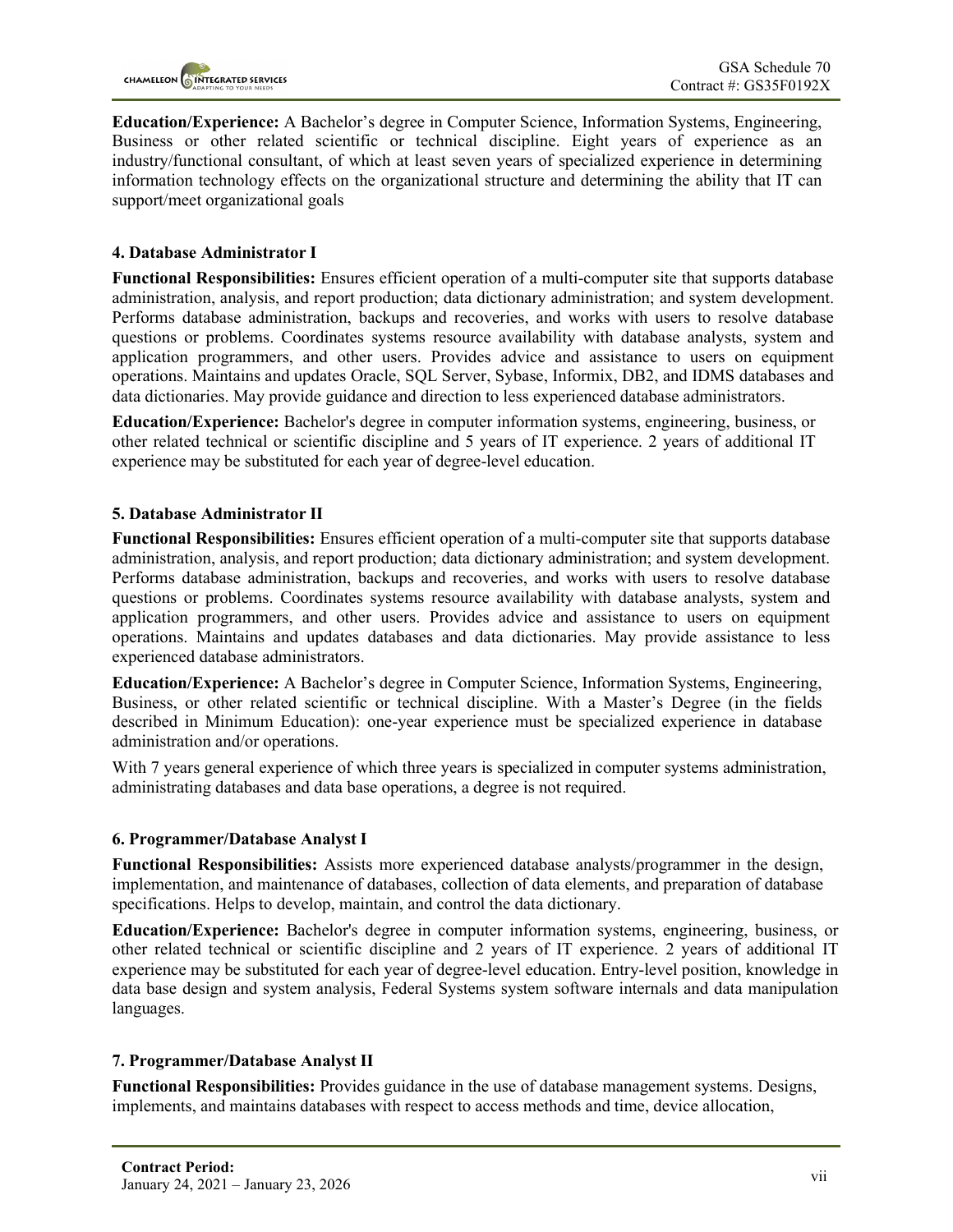**Education/Experience:** A Bachelor's degree in Computer Science, Information Systems, Engineering, Business or other related scientific or technical discipline. Eight years of experience as an industry/functional consultant, of which at least seven years of specialized experience in determining information technology effects on the organizational structure and determining the ability that IT can support/meet organizational goals

### 4. Database Administrator I

**Functional Responsibilities:** Ensures efficient operation of a multi-computer site that supports database administration, analysis, and report production; data dictionary administration; and system development. Performs database administration, backups and recoveries, and works with users to resolve database questions or problems. Coordinates systems resource availability with database analysts, system and application programmers, and other users. Provides advice and assistance to users on equipment operations. Maintains and updates Oracle, SQL Server, Sybase, Informix, DB2, and IDMS databases and data dictionaries. May provide guidance and direction to less experienced database administrators.

**Education/Experience:** Bachelor's degree in computer information systems, engineering, business, or other related technical or scientific discipline and 5 years of IT experience. 2 years of additional IT experience may be substituted for each year of degree-level education.

### 5. Database Administrator II

**Functional Responsibilities:** Ensures efficient operation of a multi-computer site that supports database administration, analysis, and report production; data dictionary administration; and system development. Performs database administration, backups and recoveries, and works with users to resolve database questions or problems. Coordinates systems resource availability with database analysts, system and application programmers, and other users. Provides advice and assistance to users on equipment operations. Maintains and updates databases and data dictionaries. May provide assistance to less experienced database administrators.

**Education/Experience:** A Bachelor's degree in Computer Science, Information Systems, Engineering, Business, or other related scientific or technical discipline. With a Master's Degree (in the fields described in Minimum Education): one-year experience must be specialized experience in database administration and/or operations.

With 7 years general experience of which three years is specialized in computer systems administration, administrating databases and data base operations, a degree is not required.

### 6. Programmer/Database Analyst I

**Functional Responsibilities:** Assists more experienced database analysts/programmer in the design, implementation, and maintenance of databases, collection of data elements, and preparation of database specifications. Helps to develop, maintain, and control the data dictionary.

**Education/Experience:** Bachelor's degree in computer information systems, engineering, business, or other related technical or scientific discipline and 2 years of IT experience. 2 years of additional IT experience may be substituted for each year of degree-level education. Entry-level position, knowledge in data base design and system analysis, Federal Systems system software internals and data manipulation languages.

### 7. Programmer/Database Analyst II

**Functional Responsibilities:** Provides guidance in the use of database management systems. Designs, implements, and maintains databases with respect to access methods and time, device allocation,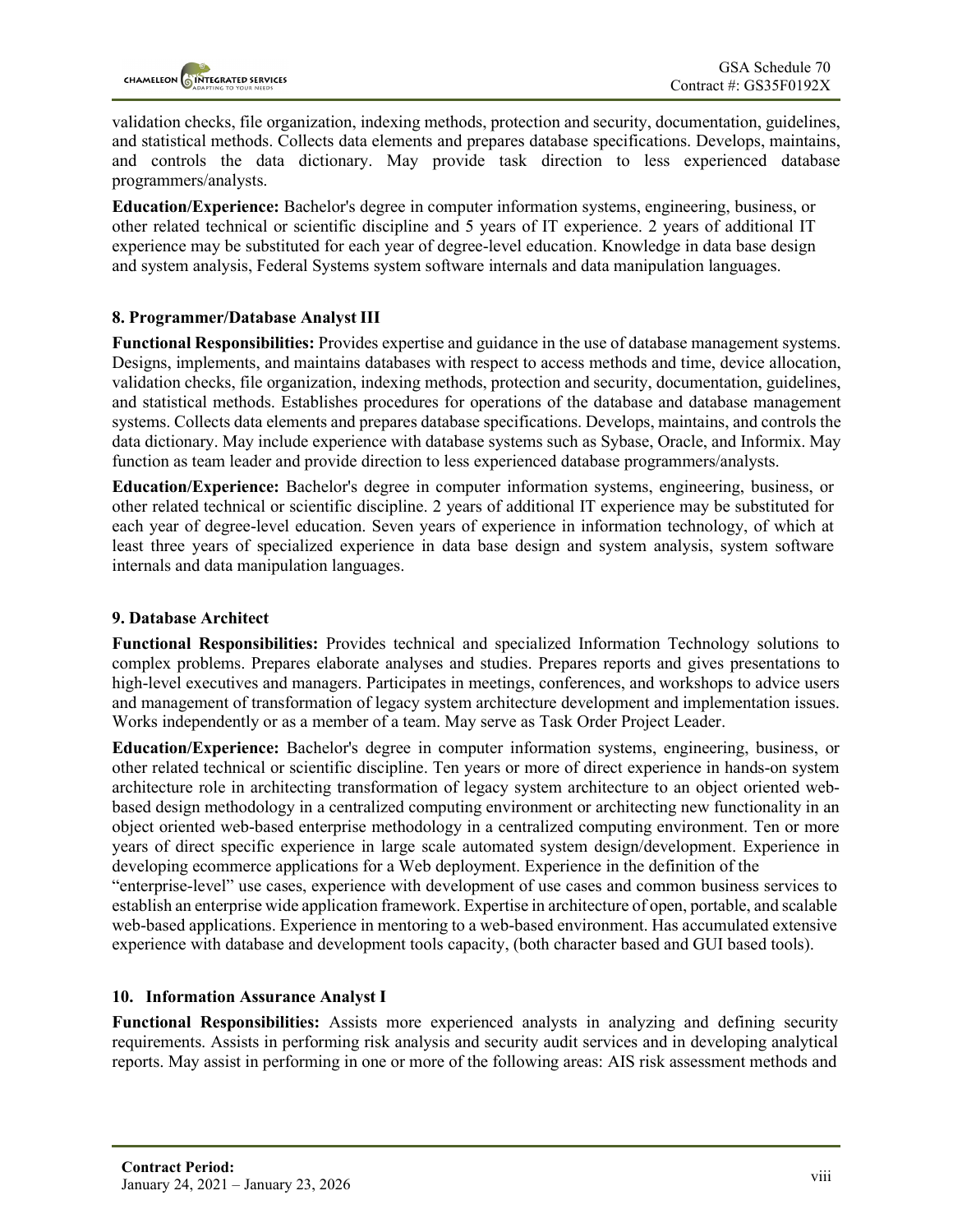validation checks, file organization, indexing methods, protection and security, documentation, guidelines, and statistical methods. Collects data elements and prepares database specifications. Develops, maintains, and controls the data dictionary. May provide task direction to less experienced database programmers/analysts.

**Education/Experience:** Bachelor's degree in computer information systems, engineering, business, or other related technical or scientific discipline and 5 years of IT experience. 2 years of additional IT experience may be substituted for each year of degree-level education. Knowledge in data base design and system analysis, Federal Systems system software internals and data manipulation languages.

### 8. Programmer/Database Analyst III

**Functional Responsibilities:** Provides expertise and guidance in the use of database management systems. Designs, implements, and maintains databases with respect to access methods and time, device allocation, validation checks, file organization, indexing methods, protection and security, documentation, guidelines, and statistical methods. Establishes procedures for operations of the database and database management systems. Collects data elements and prepares database specifications. Develops, maintains, and controls the data dictionary. May include experience with database systems such as Sybase, Oracle, and Informix. May function as team leader and provide direction to less experienced database programmers/analysts.

**Education/Experience:** Bachelor's degree in computer information systems, engineering, business, or other related technical or scientific discipline. 2 years of additional IT experience may be substituted for each year of degree-level education. Seven years of experience in information technology, of which at least three years of specialized experience in data base design and system analysis, system software internals and data manipulation languages.

### 9. Database Architect

**Functional Responsibilities:** Provides technical and specialized Information Technology solutions to complex problems. Prepares elaborate analyses and studies. Prepares reports and gives presentations to high-level executives and managers. Participates in meetings, conferences, and workshops to advice users and management of transformation of legacy system architecture development and implementation issues. Works independently or as a member of a team. May serve as Task Order Project Leader.

**Education/Experience:** Bachelor's degree in computer information systems, engineering, business, or other related technical or scientific discipline. Ten years or more of direct experience in hands-on system architecture role in architecting transformation of legacy system architecture to an object oriented web-based design methodology in a centralized computing environment or architecting new functionality in an object oriented web-based enterprise methodology in a centralized computing environment. Ten or more years of direct specific experience in large scale automated system design/development. Experience in developing ecommerce applications for a Web deployment. Experience in the definition of the "enterprise-level" use cases, experience with development of use cases and common business services to establish an enterprise wide application framework. Expertise in architecture of open, portable, and scalable web-based applications. Experience in mentoring to a web-based environment. Has accumulated extensive experience with database and development tools capacity, (both character based and GUI based tools).

### 10. Information Assurance Analyst I

**Functional Responsibilities:** Assists more experienced analysts in analyzing and defining security requirements. Assists in performing risk analysis and security audit services and in developing analytical reports. May assist in performing in one or more of the following areas: AIS risk assessment methods and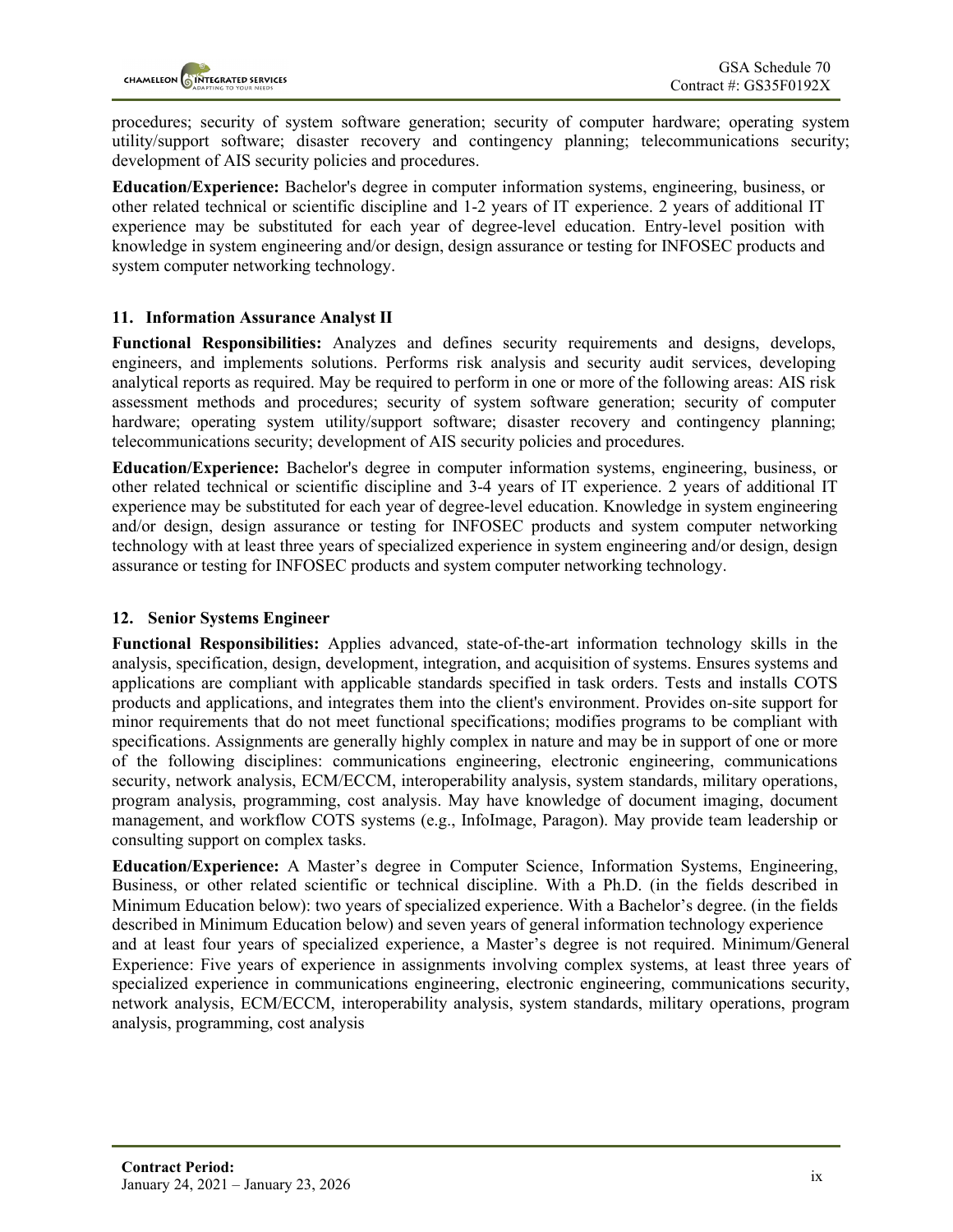procedures; security of system software generation; security of computer hardware; operating system utility/support software; disaster recovery and contingency planning; telecommunications security; development of AIS security policies and procedures.

**Education/Experience:** Bachelor's degree in computer information systems, engineering, business, or other related technical or scientific discipline and 1-2 years of IT experience. 2 years of additional IT experience may be substituted for each year of degree-level education. Entry-level position with knowledge in system engineering and/or design, design assurance or testing for INFOSEC products and system computer networking technology.

### 11. Information Assurance Analyst II

**Functional Responsibilities:** Analyzes and defines security requirements and designs, develops, engineers, and implements solutions. Performs risk analysis and security audit services, developing analytical reports as required. May be required to perform in one or more of the following areas: AIS risk assessment methods and procedures; security of system software generation; security of computer hardware; operating system utility/support software; disaster recovery and contingency planning; telecommunications security; development of AIS security policies and procedures.

**Education/Experience:** Bachelor's degree in computer information systems, engineering, business, or other related technical or scientific discipline and 3-4 years of IT experience. 2 years of additional IT experience may be substituted for each year of degree-level education. Knowledge in system engineering and/or design, design assurance or testing for INFOSEC products and system computer networking technology with at least three years of specialized experience in system engineering and/or design, design assurance or testing for INFOSEC products and system computer networking technology.

### 12. Senior Systems Engineer

**Functional Responsibilities:** Applies advanced, state-of-the-art information technology skills in the analysis, specification, design, development, integration, and acquisition of systems. Ensures systems and applications are compliant with applicable standards specified in task orders. Tests and installs COTS products and applications, and integrates them into the client's environment. Provides on-site support for minor requirements that do not meet functional specifications; modifies programs to be compliant with specifications. Assignments are generally highly complex in nature and may be in support of one or more of the following disciplines: communications engineering, electronic engineering, communications security, network analysis, ECM/ECCM, interoperability analysis, system standards, military operations, program analysis, programming, cost analysis. May have knowledge of document imaging, document management, and workflow COTS systems (e.g., InfoImage, Paragon). May provide team leadership or consulting support on complex tasks.

**Education/Experience:** A Master's degree in Computer Science, Information Systems, Engineering, Business, or other related scientific or technical discipline. With a Ph.D. (in the fields described in Minimum Education below): two years of specialized experience. With a Bachelor's degree. (in the fields described in Minimum Education below) and seven years of general information technology experience and at least four years of specialized experience, a Master's degree is not required. Minimum/General Experience: Five years of experience in assignments involving complex systems, at least three years of specialized experience in communications engineering, electronic engineering, communications security, network analysis, ECM/ECCM, interoperability analysis, system standards, military operations, program analysis, programming, cost analysis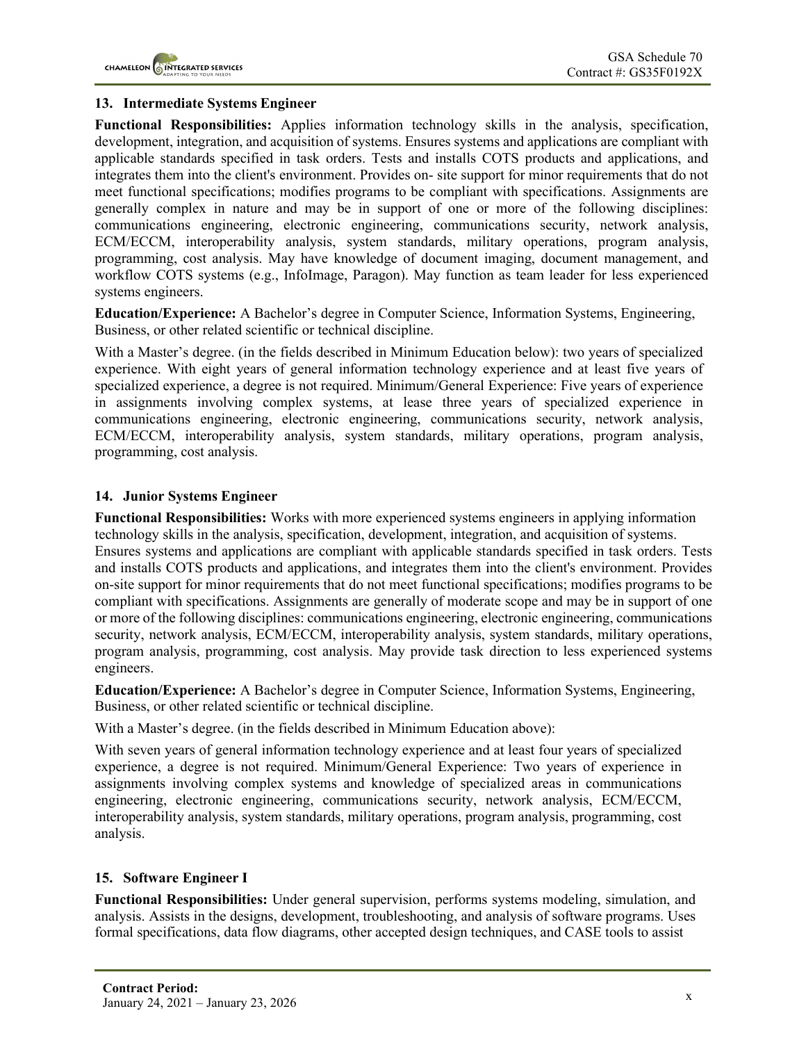### 13. Intermediate Systems Engineer

**Functional Responsibilities:** Applies information technology skills in the analysis, specification, development, integration, and acquisition of systems. Ensures systems and applications are compliant with applicable standards specified in task orders. Tests and installs COTS products and applications, and integrates them into the client's environment. Provides on- site support for minor requirements that do not meet functional specifications; modifies programs to be compliant with specifications. Assignments are generally complex in nature and may be in support of one or more of the following disciplines: communications engineering, electronic engineering, communications security, network analysis, ECM/ECCM, interoperability analysis, system standards, military operations, program analysis, programming, cost analysis. May have knowledge of document imaging, document management, and workflow COTS systems (e.g., InfoImage, Paragon). May function as team leader for less experienced systems engineers.

**Education/Experience:** A Bachelor's degree in Computer Science, Information Systems, Engineering, Business, or other related scientific or technical discipline.

With a Master's degree. (in the fields described in Minimum Education below): two years of specialized experience. With eight years of general information technology experience and at least five years of specialized experience, a degree is not required. Minimum/General Experience: Five years of experience in assignments involving complex systems, at lease three years of specialized experience in communications engineering, electronic engineering, communications security, network analysis, ECM/ECCM, interoperability analysis, system standards, military operations, program analysis, programming, cost analysis.

### 14. Junior Systems Engineer

**Functional Responsibilities:** Works with more experienced systems engineers in applying information technology skills in the analysis, specification, development, integration, and acquisition of systems. Ensures systems and applications are compliant with applicable standards specified in task orders. Tests and installs COTS products and applications, and integrates them into the client's environment. Provides on-site support for minor requirements that do not meet functional specifications; modifies programs to be compliant with specifications. Assignments are generally of moderate scope and may be in support of one or more of the following disciplines: communications engineering, electronic engineering, communications security, network analysis, ECM/ECCM, interoperability analysis, system standards, military operations, program analysis, programming, cost analysis. May provide task direction to less experienced systems engineers.

**Education/Experience:** A Bachelor's degree in Computer Science, Information Systems, Engineering, Business, or other related scientific or technical discipline.

With a Master's degree. (in the fields described in Minimum Education above):

With seven years of general information technology experience and at least four years of specialized experience, a degree is not required. Minimum/General Experience: Two years of experience in assignments involving complex systems and knowledge of specialized areas in communications engineering, electronic engineering, communications security, network analysis, ECM/ECCM, interoperability analysis, system standards, military operations, program analysis, programming, cost analysis.

### 15. Software Engineer I

**Functional Responsibilities:** Under general supervision, performs systems modeling, simulation, and analysis. Assists in the designs, development, troubleshooting, and analysis of software programs. Uses formal specifications, data flow diagrams, other accepted design techniques, and CASE tools to assist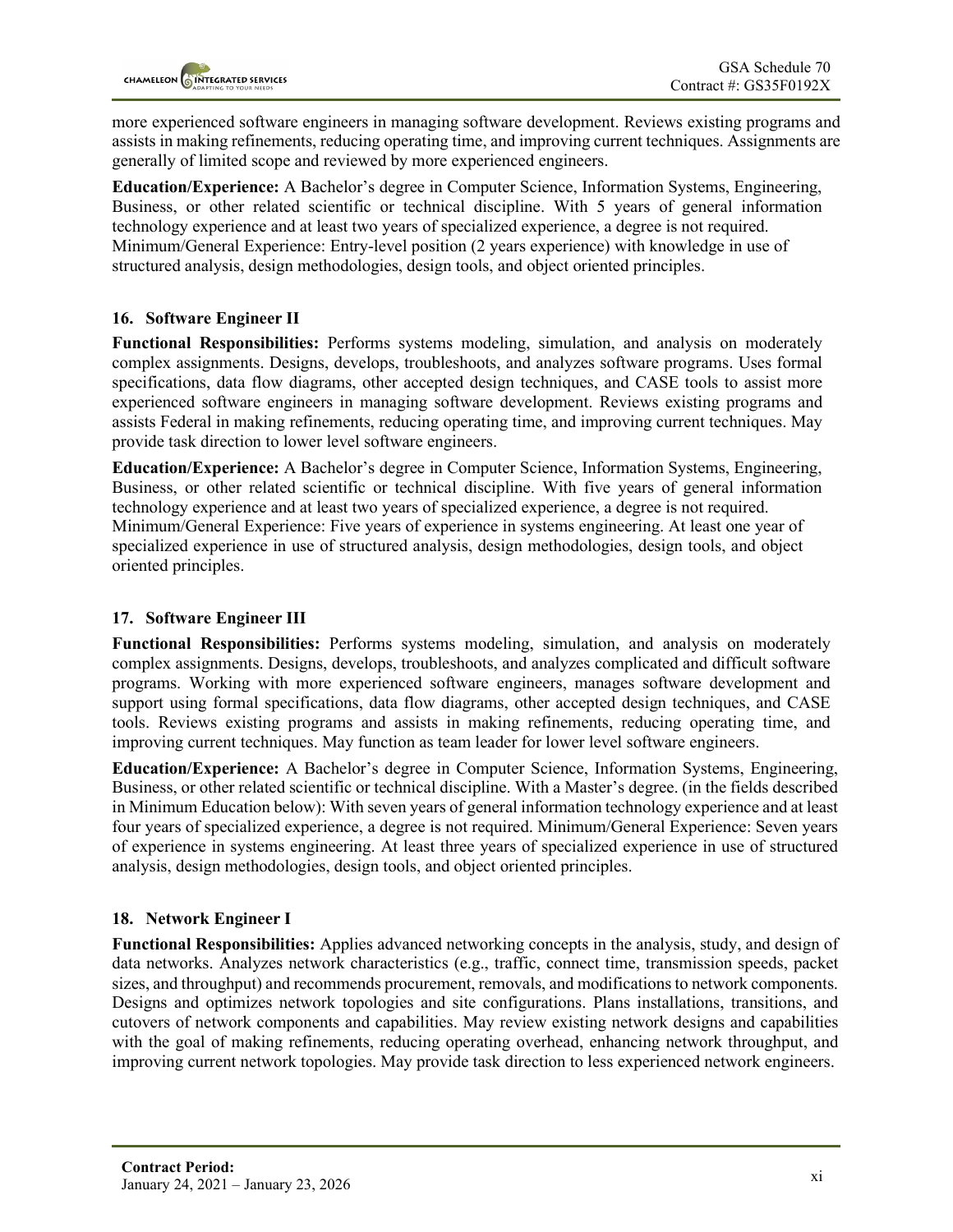more experienced software engineers in managing software development. Reviews existing programs and assists in making refinements, reducing operating time, and improving current techniques. Assignments are generally of limited scope and reviewed by more experienced engineers.

**Education/Experience:** A Bachelor's degree in Computer Science, Information Systems, Engineering, Business, or other related scientific or technical discipline. With 5 years of general information technology experience and at least two years of specialized experience, a degree is not required. Minimum/General Experience: Entry-level position (2 years experience) with knowledge in use of structured analysis, design methodologies, design tools, and object oriented principles.

### 16. Software Engineer II

**Functional Responsibilities:** Performs systems modeling, simulation, and analysis on moderately complex assignments. Designs, develops, troubleshoots, and analyzes software programs. Uses formal specifications, data flow diagrams, other accepted design techniques, and CASE tools to assist more experienced software engineers in managing software development. Reviews existing programs and assists Federal in making refinements, reducing operating time, and improving current techniques. May provide task direction to lower level software engineers.

**Education/Experience:** A Bachelor's degree in Computer Science, Information Systems, Engineering, Business, or other related scientific or technical discipline. With five years of general information technology experience and at least two years of specialized experience, a degree is not required. Minimum/General Experience: Five years of experience in systems engineering. At least one year of specialized experience in use of structured analysis, design methodologies, design tools, and object oriented principles.

### 17. Software Engineer III

**Functional Responsibilities:** Performs systems modeling, simulation, and analysis on moderately complex assignments. Designs, develops, troubleshoots, and analyzes complicated and difficult software programs. Working with more experienced software engineers, manages software development and support using formal specifications, data flow diagrams, other accepted design techniques, and CASE tools. Reviews existing programs and assists in making refinements, reducing operating time, and improving current techniques. May function as team leader for lower level software engineers.

**Education/Experience:** A Bachelor's degree in Computer Science, Information Systems, Engineering, Business, or other related scientific or technical discipline. With a Master's degree. (in the fields described in Minimum Education below): With seven years of general information technology experience and at least four years of specialized experience, a degree is not required. Minimum/General Experience: Seven years of experience in systems engineering. At least three years of specialized experience in use of structured analysis, design methodologies, design tools, and object oriented principles.

### 18. Network Engineer I

**Functional Responsibilities:** Applies advanced networking concepts in the analysis, study, and design of data networks. Analyzes network characteristics (e.g., traffic, connect time, transmission speeds, packet sizes, and throughput) and recommends procurement, removals, and modifications to network components. Designs and optimizes network topologies and site configurations. Plans installations, transitions, and cutovers of network components and capabilities. May review existing network designs and capabilities with the goal of making refinements, reducing operating overhead, enhancing network throughput, and improving current network topologies. May provide task direction to less experienced network engineers.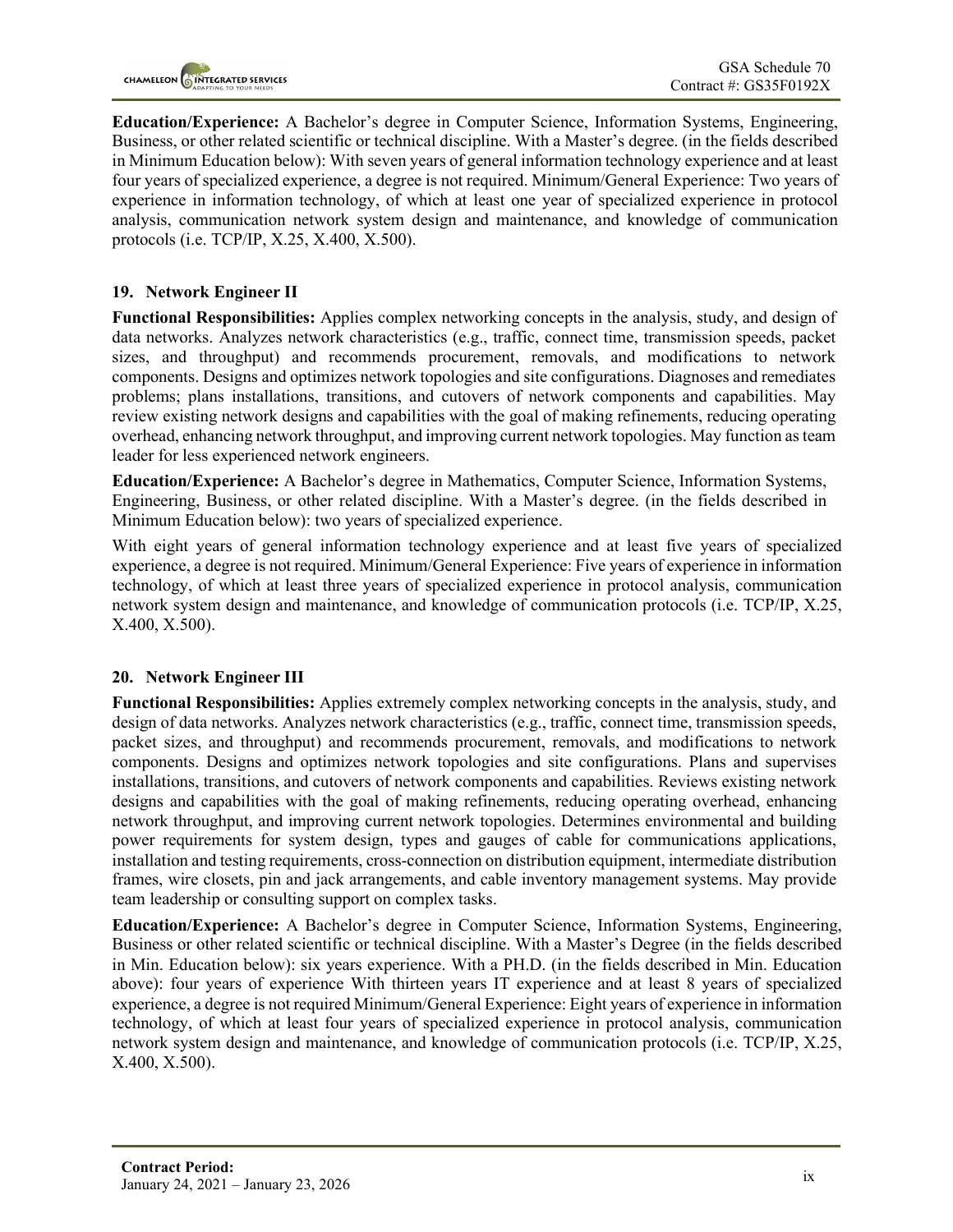**Education/Experience:** A Bachelor's degree in Computer Science, Information Systems, Engineering, Business, or other related scientific or technical discipline. With a Master's degree. (in the fields described in Minimum Education below): With seven years of general information technology experience and at least four years of specialized experience, a degree is not required. Minimum/General Experience: Two years of experience in information technology, of which at least one year of specialized experience in protocol analysis, communication network system design and maintenance, and knowledge of communication protocols (i.e. TCP/IP, X.25, X.400, X.500).

### 19. Network Engineer II

**Functional Responsibilities:** Applies complex networking concepts in the analysis, study, and design of data networks. Analyzes network characteristics (e.g., traffic, connect time, transmission speeds, packet sizes, and throughput) and recommends procurement, removals, and modifications to network components. Designs and optimizes network topologies and site configurations. Diagnoses and remediates problems; plans installations, transitions, and cutovers of network components and capabilities. May review existing network designs and capabilities with the goal of making refinements, reducing operating overhead, enhancing network throughput, and improving current network topologies. May function as team leader for less experienced network engineers.

**Education/Experience:** A Bachelor's degree in Mathematics, Computer Science, Information Systems, Engineering, Business, or other related discipline. With a Master's degree. (in the fields described in Minimum Education below): two years of specialized experience.

With eight years of general information technology experience and at least five years of specialized experience, a degree is not required. Minimum/General Experience: Five years of experience in information technology, of which at least three years of specialized experience in protocol analysis, communication network system design and maintenance, and knowledge of communication protocols (i.e. TCP/IP, X.25, X.400, X.500).

### 20. Network Engineer III

**Functional Responsibilities:** Applies extremely complex networking concepts in the analysis, study, and design of data networks. Analyzes network characteristics (e.g., traffic, connect time, transmission speeds, packet sizes, and throughput) and recommends procurement, removals, and modifications to network components. Designs and optimizes network topologies and site configurations. Plans and supervises installations, transitions, and cutovers of network components and capabilities. Reviews existing network designs and capabilities with the goal of making refinements, reducing operating overhead, enhancing network throughput, and improving current network topologies. Determines environmental and building power requirements for system design, types and gauges of cable for communications applications, installation and testing requirements, cross-connection on distribution equipment, intermediate distribution frames, wire closets, pin and jack arrangements, and cable inventory management systems. May provide team leadership or consulting support on complex tasks.

**Education/Experience:** A Bachelor's degree in Computer Science, Information Systems, Engineering, Business or other related scientific or technical discipline. With a Master's Degree (in the fields described in Min. Education below): six years experience. With a PH.D. (in the fields described in Min. Education above): four years of experience With thirteen years IT experience and at least 8 years of specialized experience, a degree is not required Minimum/General Experience: Eight years of experience in information technology, of which at least four years of specialized experience in protocol analysis, communication network system design and maintenance, and knowledge of communication protocols (i.e. TCP/IP, X.25, X.400, X.500).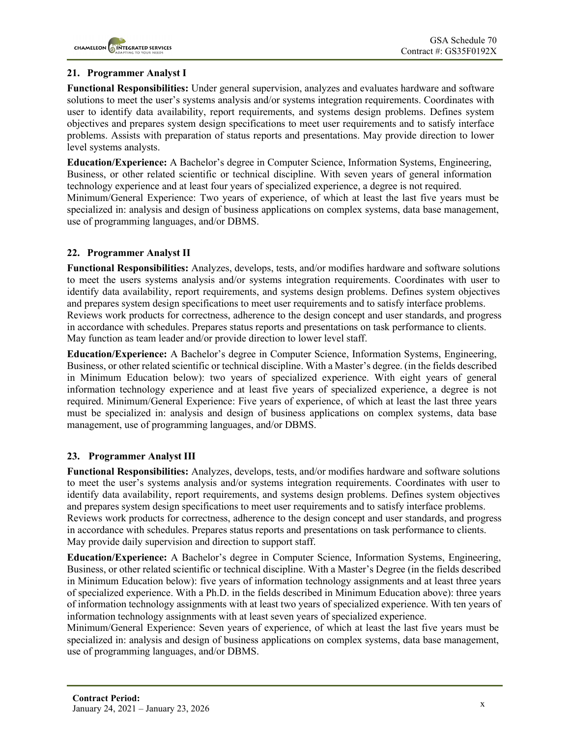### 21. Programmer Analyst I

**Functional Responsibilities:** Under general supervision, analyzes and evaluates hardware and software solutions to meet the user's systems analysis and/or systems integration requirements. Coordinates with user to identify data availability, report requirements, and systems design problems. Defines system objectives and prepares system design specifications to meet user requirements and to satisfy interface problems. Assists with preparation of status reports and presentations. May provide direction to lower level systems analysts.

**Education/Experience:** A Bachelor's degree in Computer Science, Information Systems, Engineering, Business, or other related scientific or technical discipline. With seven years of general information technology experience and at least four years of specialized experience, a degree is not required. Minimum/General Experience: Two years of experience, of which at least the last five years must be specialized in: analysis and design of business applications on complex systems, data base management, use of programming languages, and/or DBMS.

### 22. Programmer Analyst II

**Functional Responsibilities:** Analyzes, develops, tests, and/or modifies hardware and software solutions to meet the users systems analysis and/or systems integration requirements. Coordinates with user to identify data availability, report requirements, and systems design problems. Defines system objectives and prepares system design specifications to meet user requirements and to satisfy interface problems. Reviews work products for correctness, adherence to the design concept and user standards, and progress in accordance with schedules. Prepares status reports and presentations on task performance to clients. May function as team leader and/or provide direction to lower level staff.

**Education/Experience:** A Bachelor's degree in Computer Science, Information Systems, Engineering, Business, or other related scientific or technical discipline. With a Master's degree. (in the fields described in Minimum Education below): two years of specialized experience. With eight years of general information technology experience and at least five years of specialized experience, a degree is not required. Minimum/General Experience: Five years of experience, of which at least the last three years must be specialized in: analysis and design of business applications on complex systems, data base management, use of programming languages, and/or DBMS.

### 23. Programmer Analyst III

**Functional Responsibilities:** Analyzes, develops, tests, and/or modifies hardware and software solutions to meet the user's systems analysis and/or systems integration requirements. Coordinates with user to identify data availability, report requirements, and systems design problems. Defines system objectives and prepares system design specifications to meet user requirements and to satisfy interface problems. Reviews work products for correctness, adherence to the design concept and user standards, and progress in accordance with schedules. Prepares status reports and presentations on task performance to clients. May provide daily supervision and direction to support staff.

**Education/Experience:** A Bachelor's degree in Computer Science, Information Systems, Engineering, Business, or other related scientific or technical discipline. With a Master's Degree (in the fields described in Minimum Education below): five years of information technology assignments and at least three years of specialized experience. With a Ph.D. in the fields described in Minimum Education above): three years of information technology assignments with at least two years of specialized experience. With ten years of information technology assignments with at least seven years of specialized experience.
Minimum/General Experience: Seven years of experience, of which at least the last five years must be specialized in: analysis and design of business applications on complex systems, data base management, use of programming languages, and/or DBMS.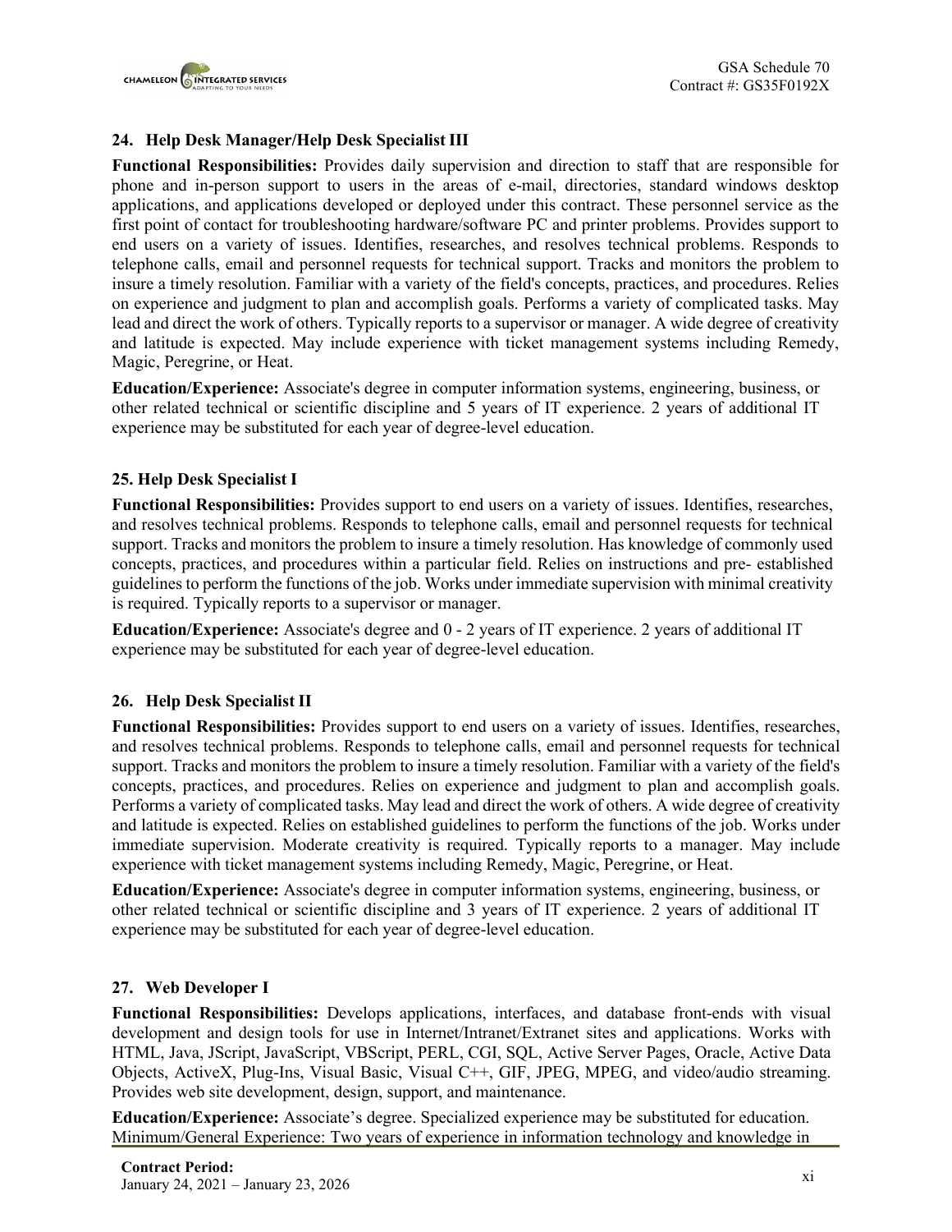### 24. Help Desk Manager/Help Desk Specialist III

**Functional Responsibilities:** Provides daily supervision and direction to staff that are responsible for phone and in-person support to users in the areas of e-mail, directories, standard windows desktop applications, and applications developed or deployed under this contract. These personnel service as the first point of contact for troubleshooting hardware/software PC and printer problems. Provides support to end users on a variety of issues. Identifies, researches, and resolves technical problems. Responds to telephone calls, email and personnel requests for technical support. Tracks and monitors the problem to insure a timely resolution. Familiar with a variety of the field's concepts, practices, and procedures. Relies on experience and judgment to plan and accomplish goals. Performs a variety of complicated tasks. May lead and direct the work of others. Typically reports to a supervisor or manager. A wide degree of creativity and latitude is expected. May include experience with ticket management systems including Remedy, Magic, Peregrine, or Heat.

**Education/Experience:** Associate's degree in computer information systems, engineering, business, or other related technical or scientific discipline and 5 years of IT experience. 2 years of additional IT experience may be substituted for each year of degree-level education.

### 25. Help Desk Specialist I

**Functional Responsibilities:** Provides support to end users on a variety of issues. Identifies, researches, and resolves technical problems. Responds to telephone calls, email and personnel requests for technical support. Tracks and monitors the problem to insure a timely resolution. Has knowledge of commonly used concepts, practices, and procedures within a particular field. Relies on instructions and pre- established guidelines to perform the functions of the job. Works under immediate supervision with minimal creativity is required. Typically reports to a supervisor or manager.

**Education/Experience:** Associate's degree and 0 - 2 years of IT experience. 2 years of additional IT experience may be substituted for each year of degree-level education.

### 26. Help Desk Specialist II

**Functional Responsibilities:** Provides support to end users on a variety of issues. Identifies, researches, and resolves technical problems. Responds to telephone calls, email and personnel requests for technical support. Tracks and monitors the problem to insure a timely resolution. Familiar with a variety of the field's concepts, practices, and procedures. Relies on experience and judgment to plan and accomplish goals. Performs a variety of complicated tasks. May lead and direct the work of others. A wide degree of creativity and latitude is expected. Relies on established guidelines to perform the functions of the job. Works under immediate supervision. Moderate creativity is required. Typically reports to a manager. May include experience with ticket management systems including Remedy, Magic, Peregrine, or Heat.

**Education/Experience:** Associate's degree in computer information systems, engineering, business, or other related technical or scientific discipline and 3 years of IT experience. 2 years of additional IT experience may be substituted for each year of degree-level education.

### 27. Web Developer I

**Functional Responsibilities:** Develops applications, interfaces, and database front-ends with visual development and design tools for use in Internet/Intranet/Extranet sites and applications. Works with HTML, Java, JScript, JavaScript, VBScript, PERL, CGI, SQL, Active Server Pages, Oracle, Active Data Objects, ActiveX, Plug-Ins, Visual Basic, Visual C++, GIF, JPEG, MPEG, and video/audio streaming. Provides web site development, design, support, and maintenance.

**Education/Experience:** Associate's degree. Specialized experience may be substituted for education. Minimum/General Experience: Two years of experience in information technology and knowledge in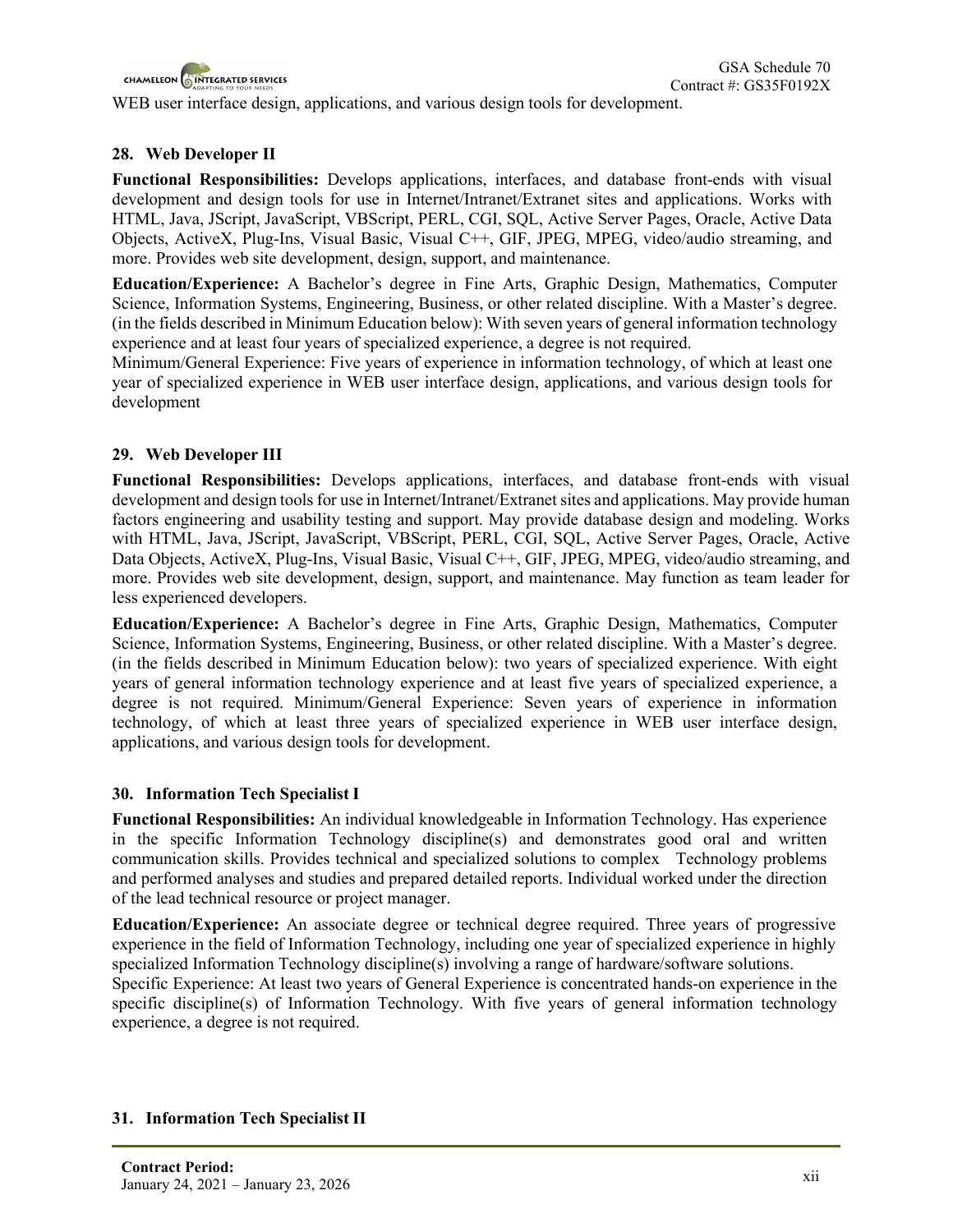WEB user interface design, applications, and various design tools for development.

### 28. Web Developer II

**Functional Responsibilities:** Develops applications, interfaces, and database front-ends with visual development and design tools for use in Internet/Intranet/Extranet sites and applications. Works with HTML, Java, JScript, JavaScript, VBScript, PERL, CGI, SQL, Active Server Pages, Oracle, Active Data Objects, ActiveX, Plug-Ins, Visual Basic, Visual C++, GIF, JPEG, MPEG, video/audio streaming, and more. Provides web site development, design, support, and maintenance.

**Education/Experience:** A Bachelor's degree in Fine Arts, Graphic Design, Mathematics, Computer Science, Information Systems, Engineering, Business, or other related discipline. With a Master's degree. (in the fields described in Minimum Education below): With seven years of general information technology experience and at least four years of specialized experience, a degree is not required.
Minimum/General Experience: Five years of experience in information technology, of which at least one year of specialized experience in WEB user interface design, applications, and various design tools for development

### 29. Web Developer III

**Functional Responsibilities:** Develops applications, interfaces, and database front-ends with visual development and design tools for use in Internet/Intranet/Extranet sites and applications. May provide human factors engineering and usability testing and support. May provide database design and modeling. Works with HTML, Java, JScript, JavaScript, VBScript, PERL, CGI, SQL, Active Server Pages, Oracle, Active Data Objects, ActiveX, Plug-Ins, Visual Basic, Visual C++, GIF, JPEG, MPEG, video/audio streaming, and more. Provides web site development, design, support, and maintenance. May function as team leader for less experienced developers.

**Education/Experience:** A Bachelor's degree in Fine Arts, Graphic Design, Mathematics, Computer Science, Information Systems, Engineering, Business, or other related discipline. With a Master's degree. (in the fields described in Minimum Education below): two years of specialized experience. With eight years of general information technology experience and at least five years of specialized experience, a degree is not required. Minimum/General Experience: Seven years of experience in information technology, of which at least three years of specialized experience in WEB user interface design, applications, and various design tools for development.

### 30. Information Tech Specialist I

**Functional Responsibilities:** An individual knowledgeable in Information Technology. Has experience in the specific Information Technology discipline(s) and demonstrates good oral and written communication skills. Provides technical and specialized solutions to complex Technology problems and performed analyses and studies and prepared detailed reports. Individual worked under the direction of the lead technical resource or project manager.

**Education/Experience:** An associate degree or technical degree required. Three years of progressive experience in the field of Information Technology, including one year of specialized experience in highly specialized Information Technology discipline(s) involving a range of hardware/software solutions.
Specific Experience: At least two years of General Experience is concentrated hands-on experience in the specific discipline(s) of Information Technology. With five years of general information technology experience, a degree is not required.

### 31. Information Tech Specialist II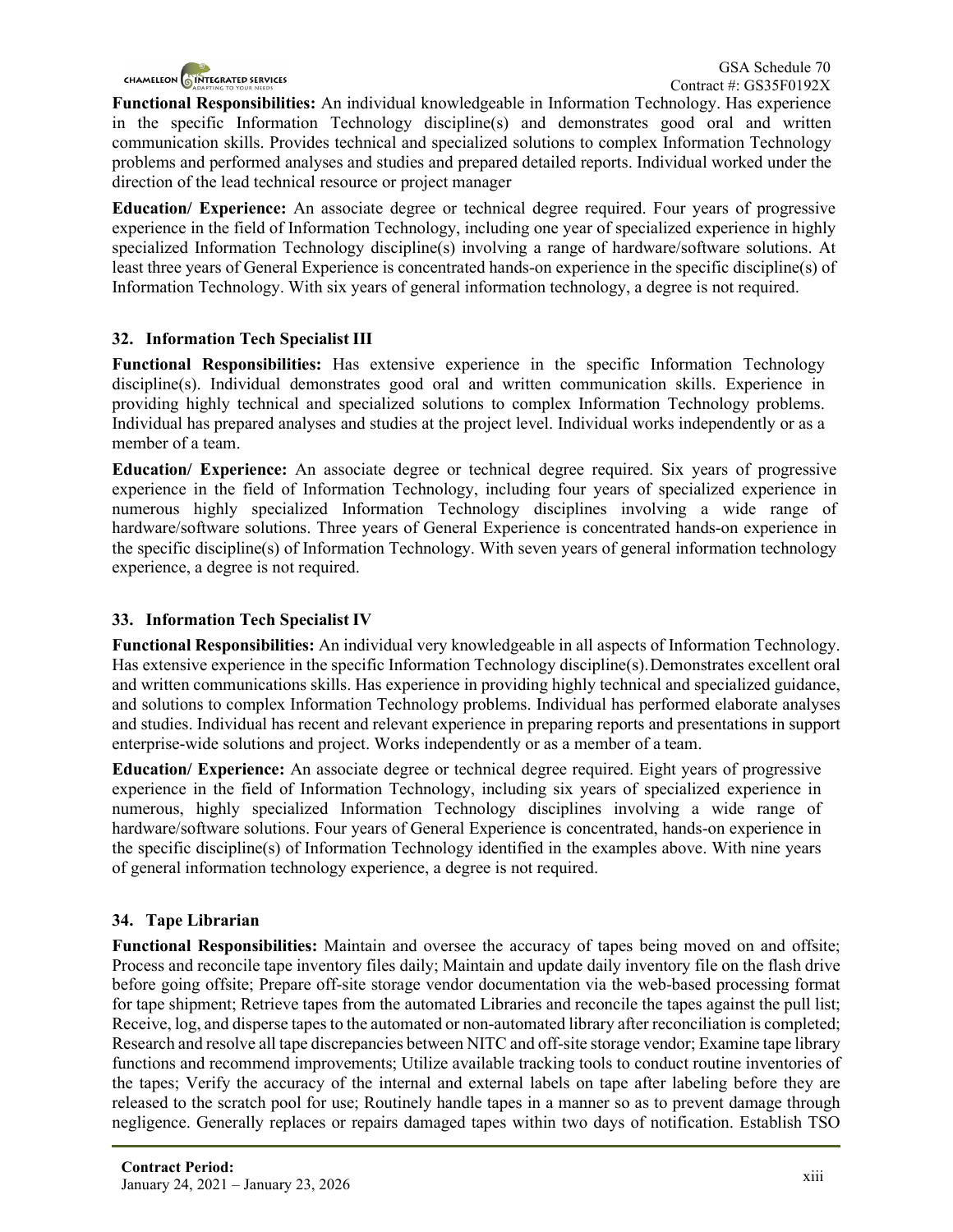**Functional Responsibilities:** An individual knowledgeable in Information Technology. Has experience in the specific Information Technology discipline(s) and demonstrates good oral and written communication skills. Provides technical and specialized solutions to complex Information Technology problems and performed analyses and studies and prepared detailed reports. Individual worked under the direction of the lead technical resource or project manager

**Education/ Experience:** An associate degree or technical degree required. Four years of progressive experience in the field of Information Technology, including one year of specialized experience in highly specialized Information Technology discipline(s) involving a range of hardware/software solutions. At least three years of General Experience is concentrated hands-on experience in the specific discipline(s) of Information Technology. With six years of general information technology, a degree is not required.

### 32. Information Tech Specialist III

**Functional Responsibilities:** Has extensive experience in the specific Information Technology discipline(s). Individual demonstrates good oral and written communication skills. Experience in providing highly technical and specialized solutions to complex Information Technology problems. Individual has prepared analyses and studies at the project level. Individual works independently or as a member of a team.

**Education/ Experience:** An associate degree or technical degree required. Six years of progressive experience in the field of Information Technology, including four years of specialized experience in numerous highly specialized Information Technology disciplines involving a wide range of hardware/software solutions. Three years of General Experience is concentrated hands-on experience in the specific discipline(s) of Information Technology. With seven years of general information technology experience, a degree is not required.

### 33. Information Tech Specialist IV

**Functional Responsibilities:** An individual very knowledgeable in all aspects of Information Technology. Has extensive experience in the specific Information Technology discipline(s). Demonstrates excellent oral and written communications skills. Has experience in providing highly technical and specialized guidance, and solutions to complex Information Technology problems. Individual has performed elaborate analyses and studies. Individual has recent and relevant experience in preparing reports and presentations in support enterprise-wide solutions and project. Works independently or as a member of a team.

**Education/ Experience:** An associate degree or technical degree required. Eight years of progressive experience in the field of Information Technology, including six years of specialized experience in numerous, highly specialized Information Technology disciplines involving a wide range of hardware/software solutions. Four years of General Experience is concentrated, hands-on experience in the specific discipline(s) of Information Technology identified in the examples above. With nine years of general information technology experience, a degree is not required.

### 34. Tape Librarian

**Functional Responsibilities:** Maintain and oversee the accuracy of tapes being moved on and offsite; Process and reconcile tape inventory files daily; Maintain and update daily inventory file on the flash drive before going offsite; Prepare off-site storage vendor documentation via the web-based processing format for tape shipment; Retrieve tapes from the automated Libraries and reconcile the tapes against the pull list; Receive, log, and disperse tapes to the automated or non-automated library after reconciliation is completed; Research and resolve all tape discrepancies between NITC and off-site storage vendor; Examine tape library functions and recommend improvements; Utilize available tracking tools to conduct routine inventories of the tapes; Verify the accuracy of the internal and external labels on tape after labeling before they are released to the scratch pool for use; Routinely handle tapes in a manner so as to prevent damage through negligence. Generally replaces or repairs damaged tapes within two days of notification. Establish TSO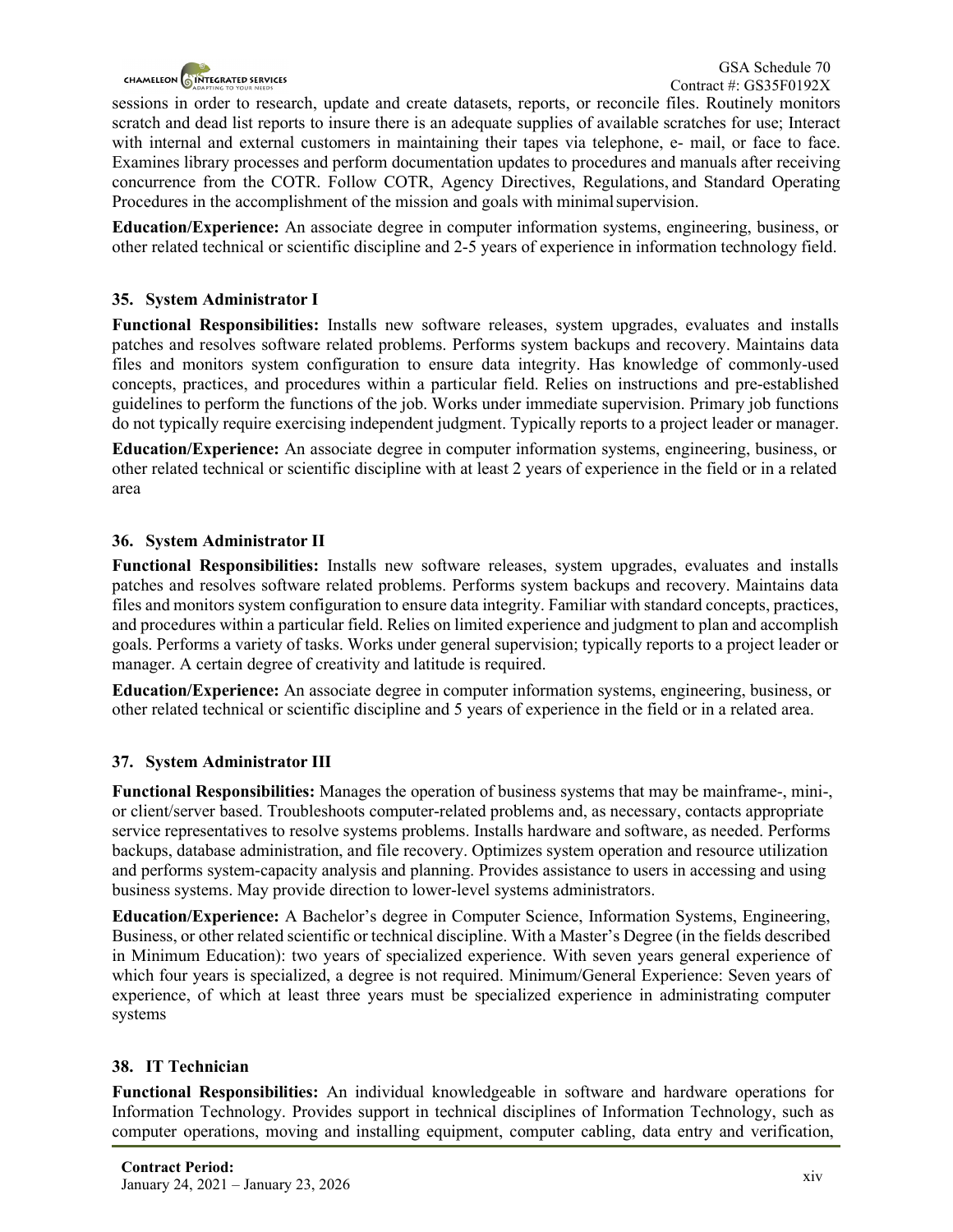sessions in order to research, update and create datasets, reports, or reconcile files. Routinely monitors scratch and dead list reports to insure there is an adequate supplies of available scratches for use; Interact with internal and external customers in maintaining their tapes via telephone, e- mail, or face to face. Examines library processes and perform documentation updates to procedures and manuals after receiving concurrence from the COTR. Follow COTR, Agency Directives, Regulations, and Standard Operating Procedures in the accomplishment of the mission and goals with minimal supervision.

**Education/Experience:** An associate degree in computer information systems, engineering, business, or other related technical or scientific discipline and 2-5 years of experience in information technology field.

### 35. System Administrator I

**Functional Responsibilities:** Installs new software releases, system upgrades, evaluates and installs patches and resolves software related problems. Performs system backups and recovery. Maintains data files and monitors system configuration to ensure data integrity. Has knowledge of commonly-used concepts, practices, and procedures within a particular field. Relies on instructions and pre-established guidelines to perform the functions of the job. Works under immediate supervision. Primary job functions do not typically require exercising independent judgment. Typically reports to a project leader or manager.

**Education/Experience:** An associate degree in computer information systems, engineering, business, or other related technical or scientific discipline with at least 2 years of experience in the field or in a related area

### 36. System Administrator II

**Functional Responsibilities:** Installs new software releases, system upgrades, evaluates and installs patches and resolves software related problems. Performs system backups and recovery. Maintains data files and monitors system configuration to ensure data integrity. Familiar with standard concepts, practices, and procedures within a particular field. Relies on limited experience and judgment to plan and accomplish goals. Performs a variety of tasks. Works under general supervision; typically reports to a project leader or manager. A certain degree of creativity and latitude is required.

**Education/Experience:** An associate degree in computer information systems, engineering, business, or other related technical or scientific discipline and 5 years of experience in the field or in a related area.

### 37. System Administrator III

**Functional Responsibilities:** Manages the operation of business systems that may be mainframe-, mini-, or client/server based. Troubleshoots computer-related problems and, as necessary, contacts appropriate service representatives to resolve systems problems. Installs hardware and software, as needed. Performs backups, database administration, and file recovery. Optimizes system operation and resource utilization and performs system-capacity analysis and planning. Provides assistance to users in accessing and using business systems. May provide direction to lower-level systems administrators.

**Education/Experience:** A Bachelor's degree in Computer Science, Information Systems, Engineering, Business, or other related scientific or technical discipline. With a Master's Degree (in the fields described in Minimum Education): two years of specialized experience. With seven years general experience of which four years is specialized, a degree is not required. Minimum/General Experience: Seven years of experience, of which at least three years must be specialized experience in administrating computer systems

### 38. IT Technician

**Functional Responsibilities:** An individual knowledgeable in software and hardware operations for Information Technology. Provides support in technical disciplines of Information Technology, such as computer operations, moving and installing equipment, computer cabling, data entry and verification,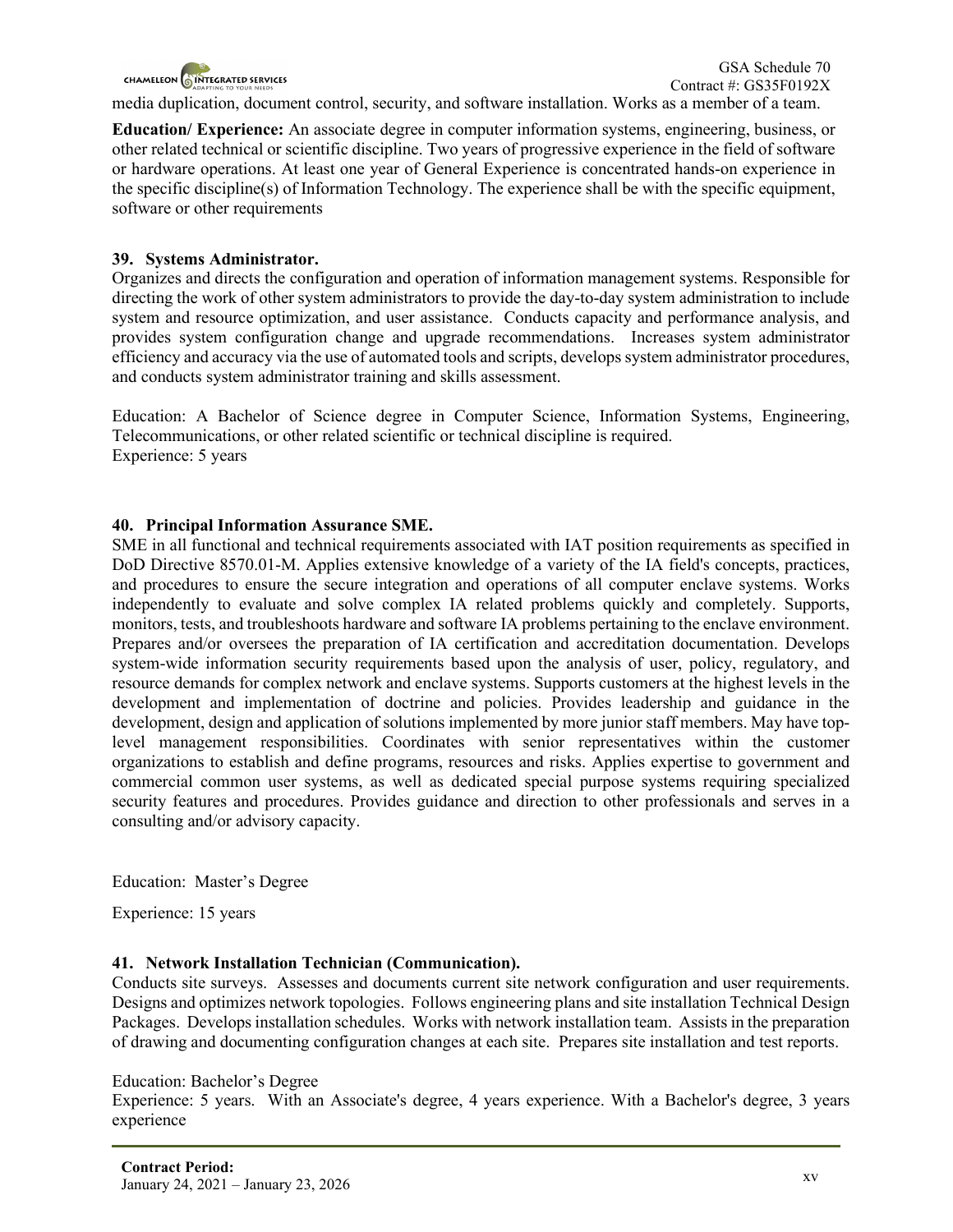media duplication, document control, security, and software installation. Works as a member of a team.

**Education/ Experience:** An associate degree in computer information systems, engineering, business, or other related technical or scientific discipline. Two years of progressive experience in the field of software or hardware operations. At least one year of General Experience is concentrated hands-on experience in the specific discipline(s) of Information Technology. The experience shall be with the specific equipment, software or other requirements

**39. Systems Administrator.**

Organizes and directs the configuration and operation of information management systems. Responsible for directing the work of other system administrators to provide the day-to-day system administration to include system and resource optimization, and user assistance. Conducts capacity and performance analysis, and provides system configuration change and upgrade recommendations. Increases system administrator efficiency and accuracy via the use of automated tools and scripts, develops system administrator procedures, and conducts system administrator training and skills assessment.

Education: A Bachelor of Science degree in Computer Science, Information Systems, Engineering, Telecommunications, or other related scientific or technical discipline is required.
Experience: 5 years

**40. Principal Information Assurance SME.**

SME in all functional and technical requirements associated with IAT position requirements as specified in DoD Directive 8570.01-M. Applies extensive knowledge of a variety of the IA field's concepts, practices, and procedures to ensure the secure integration and operations of all computer enclave systems. Works independently to evaluate and solve complex IA related problems quickly and completely. Supports, monitors, tests, and troubleshoots hardware and software IA problems pertaining to the enclave environment. Prepares and/or oversees the preparation of IA certification and accreditation documentation. Develops system-wide information security requirements based upon the analysis of user, policy, regulatory, and resource demands for complex network and enclave systems. Supports customers at the highest levels in the development and implementation of doctrine and policies. Provides leadership and guidance in the development, design and application of solutions implemented by more junior staff members. May have top-level management responsibilities. Coordinates with senior representatives within the customer organizations to establish and define programs, resources and risks. Applies expertise to government and commercial common user systems, as well as dedicated special purpose systems requiring specialized security features and procedures. Provides guidance and direction to other professionals and serves in a consulting and/or advisory capacity.

Education: Master's Degree

Experience: 15 years

**41. Network Installation Technician (Communication).**

Conducts site surveys. Assesses and documents current site network configuration and user requirements. Designs and optimizes network topologies. Follows engineering plans and site installation Technical Design Packages. Develops installation schedules. Works with network installation team. Assists in the preparation of drawing and documenting configuration changes at each site. Prepares site installation and test reports.

Education: Bachelor's Degree
Experience: 5 years. With an Associate's degree, 4 years experience. With a Bachelor's degree, 3 years experience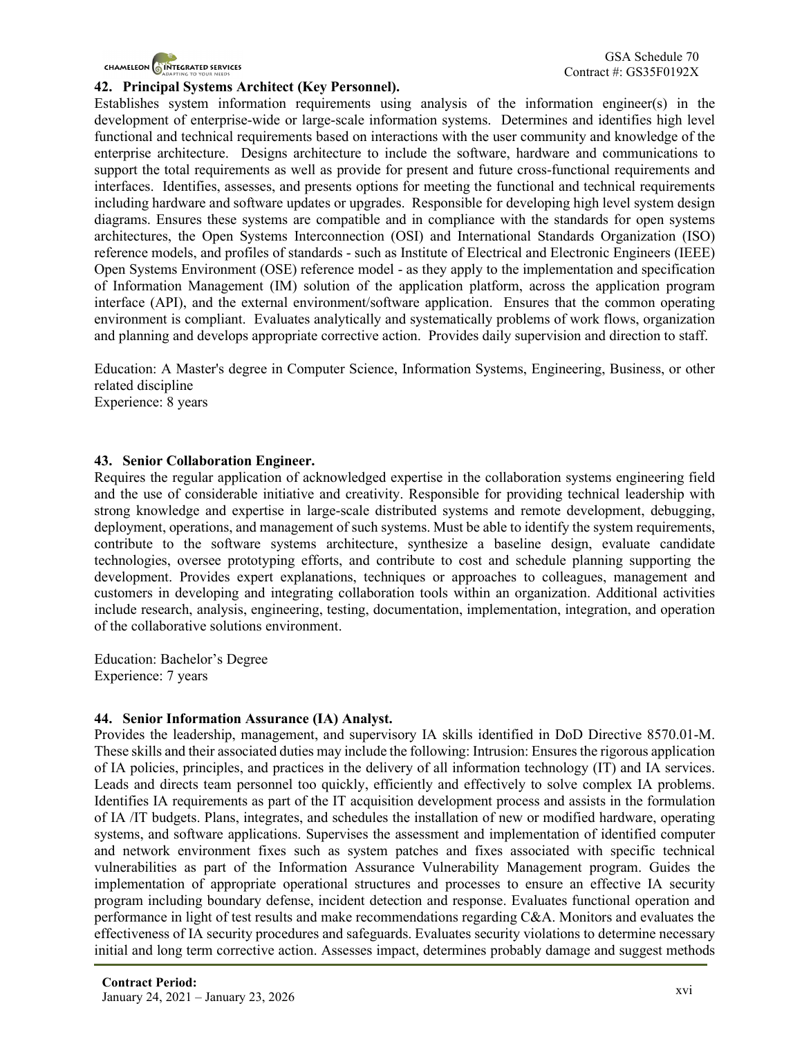**42. Principal Systems Architect (Key Personnel).**

Establishes system information requirements using analysis of the information engineer(s) in the development of enterprise-wide or large-scale information systems. Determines and identifies high level functional and technical requirements based on interactions with the user community and knowledge of the enterprise architecture. Designs architecture to include the software, hardware and communications to support the total requirements as well as provide for present and future cross-functional requirements and interfaces. Identifies, assesses, and presents options for meeting the functional and technical requirements including hardware and software updates or upgrades. Responsible for developing high level system design diagrams. Ensures these systems are compatible and in compliance with the standards for open systems architectures, the Open Systems Interconnection (OSI) and International Standards Organization (ISO) reference models, and profiles of standards - such as Institute of Electrical and Electronic Engineers (IEEE) Open Systems Environment (OSE) reference model - as they apply to the implementation and specification of Information Management (IM) solution of the application platform, across the application program interface (API), and the external environment/software application. Ensures that the common operating environment is compliant. Evaluates analytically and systematically problems of work flows, organization and planning and develops appropriate corrective action. Provides daily supervision and direction to staff.

Education: A Master's degree in Computer Science, Information Systems, Engineering, Business, or other related discipline
Experience: 8 years

**43. Senior Collaboration Engineer.**

Requires the regular application of acknowledged expertise in the collaboration systems engineering field and the use of considerable initiative and creativity. Responsible for providing technical leadership with strong knowledge and expertise in large-scale distributed systems and remote development, debugging, deployment, operations, and management of such systems. Must be able to identify the system requirements, contribute to the software systems architecture, synthesize a baseline design, evaluate candidate technologies, oversee prototyping efforts, and contribute to cost and schedule planning supporting the development. Provides expert explanations, techniques or approaches to colleagues, management and customers in developing and integrating collaboration tools within an organization. Additional activities include research, analysis, engineering, testing, documentation, implementation, integration, and operation of the collaborative solutions environment.

Education: Bachelor's Degree
Experience: 7 years

**44. Senior Information Assurance (IA) Analyst.**

Provides the leadership, management, and supervisory IA skills identified in DoD Directive 8570.01-M. These skills and their associated duties may include the following: Intrusion: Ensures the rigorous application of IA policies, principles, and practices in the delivery of all information technology (IT) and IA services. Leads and directs team personnel too quickly, efficiently and effectively to solve complex IA problems. Identifies IA requirements as part of the IT acquisition development process and assists in the formulation of IA /IT budgets. Plans, integrates, and schedules the installation of new or modified hardware, operating systems, and software applications. Supervises the assessment and implementation of identified computer and network environment fixes such as system patches and fixes associated with specific technical vulnerabilities as part of the Information Assurance Vulnerability Management program. Guides the implementation of appropriate operational structures and processes to ensure an effective IA security program including boundary defense, incident detection and response. Evaluates functional operation and performance in light of test results and make recommendations regarding C&A. Monitors and evaluates the effectiveness of IA security procedures and safeguards. Evaluates security violations to determine necessary initial and long term corrective action. Assesses impact, determines probably damage and suggest methods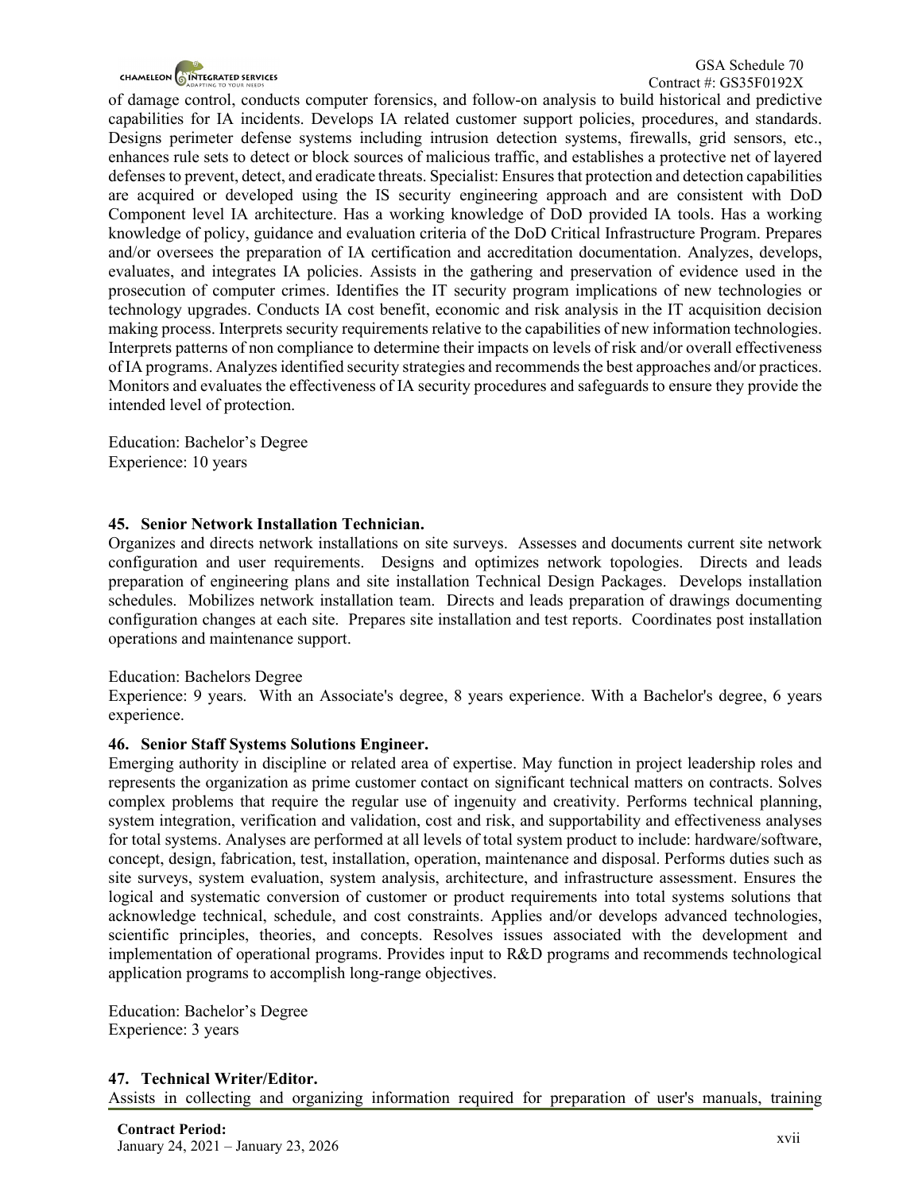of damage control, conducts computer forensics, and follow-on analysis to build historical and predictive capabilities for IA incidents. Develops IA related customer support policies, procedures, and standards. Designs perimeter defense systems including intrusion detection systems, firewalls, grid sensors, etc., enhances rule sets to detect or block sources of malicious traffic, and establishes a protective net of layered defenses to prevent, detect, and eradicate threats. Specialist: Ensures that protection and detection capabilities are acquired or developed using the IS security engineering approach and are consistent with DoD Component level IA architecture. Has a working knowledge of DoD provided IA tools. Has a working knowledge of policy, guidance and evaluation criteria of the DoD Critical Infrastructure Program. Prepares and/or oversees the preparation of IA certification and accreditation documentation. Analyzes, develops, evaluates, and integrates IA policies. Assists in the gathering and preservation of evidence used in the prosecution of computer crimes. Identifies the IT security program implications of new technologies or technology upgrades. Conducts IA cost benefit, economic and risk analysis in the IT acquisition decision making process. Interprets security requirements relative to the capabilities of new information technologies. Interprets patterns of non compliance to determine their impacts on levels of risk and/or overall effectiveness of IA programs. Analyzes identified security strategies and recommends the best approaches and/or practices. Monitors and evaluates the effectiveness of IA security procedures and safeguards to ensure they provide the intended level of protection.

Education: Bachelor's Degree
Experience: 10 years

**45. Senior Network Installation Technician.**
Organizes and directs network installations on site surveys. Assesses and documents current site network configuration and user requirements. Designs and optimizes network topologies. Directs and leads preparation of engineering plans and site installation Technical Design Packages. Develops installation schedules. Mobilizes network installation team. Directs and leads preparation of drawings documenting configuration changes at each site. Prepares site installation and test reports. Coordinates post installation operations and maintenance support.

Education: Bachelors Degree
Experience: 9 years. With an Associate's degree, 8 years experience. With a Bachelor's degree, 6 years experience.

**46. Senior Staff Systems Solutions Engineer.**
Emerging authority in discipline or related area of expertise. May function in project leadership roles and represents the organization as prime customer contact on significant technical matters on contracts. Solves complex problems that require the regular use of ingenuity and creativity. Performs technical planning, system integration, verification and validation, cost and risk, and supportability and effectiveness analyses for total systems. Analyses are performed at all levels of total system product to include: hardware/software, concept, design, fabrication, test, installation, operation, maintenance and disposal. Performs duties such as site surveys, system evaluation, system analysis, architecture, and infrastructure assessment. Ensures the logical and systematic conversion of customer or product requirements into total systems solutions that acknowledge technical, schedule, and cost constraints. Applies and/or develops advanced technologies, scientific principles, theories, and concepts. Resolves issues associated with the development and implementation of operational programs. Provides input to R&D programs and recommends technological application programs to accomplish long-range objectives.

Education: Bachelor's Degree
Experience: 3 years

**47. Technical Writer/Editor.**
Assists in collecting and organizing information required for preparation of user's manuals, training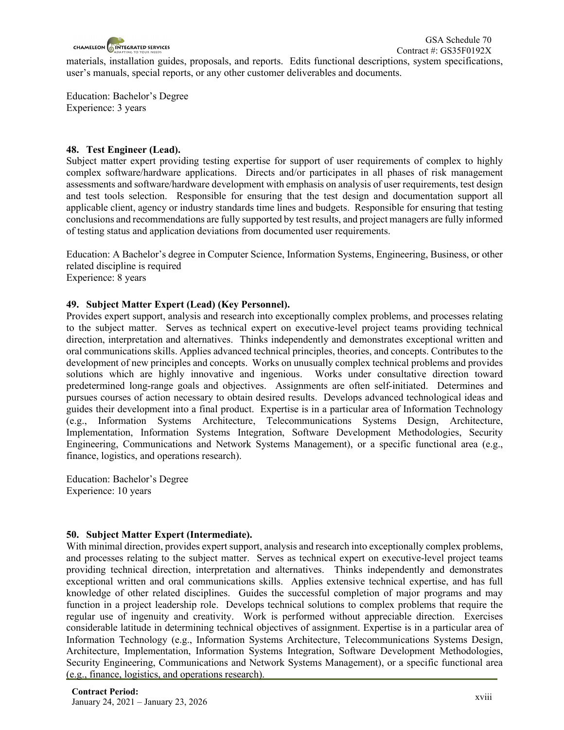materials, installation guides, proposals, and reports. Edits functional descriptions, system specifications, user's manuals, special reports, or any other customer deliverables and documents.

Education: Bachelor's Degree
Experience: 3 years

**48. Test Engineer (Lead).**
Subject matter expert providing testing expertise for support of user requirements of complex to highly complex software/hardware applications. Directs and/or participates in all phases of risk management assessments and software/hardware development with emphasis on analysis of user requirements, test design and test tools selection. Responsible for ensuring that the test design and documentation support all applicable client, agency or industry standards time lines and budgets. Responsible for ensuring that testing conclusions and recommendations are fully supported by test results, and project managers are fully informed of testing status and application deviations from documented user requirements.

Education: A Bachelor's degree in Computer Science, Information Systems, Engineering, Business, or other related discipline is required
Experience: 8 years

**49. Subject Matter Expert (Lead) (Key Personnel).**
Provides expert support, analysis and research into exceptionally complex problems, and processes relating to the subject matter. Serves as technical expert on executive-level project teams providing technical direction, interpretation and alternatives. Thinks independently and demonstrates exceptional written and oral communications skills. Applies advanced technical principles, theories, and concepts. Contributes to the development of new principles and concepts. Works on unusually complex technical problems and provides solutions which are highly innovative and ingenious. Works under consultative direction toward predetermined long-range goals and objectives. Assignments are often self-initiated. Determines and pursues courses of action necessary to obtain desired results. Develops advanced technological ideas and guides their development into a final product. Expertise is in a particular area of Information Technology (e.g., Information Systems Architecture, Telecommunications Systems Design, Architecture, Implementation, Information Systems Integration, Software Development Methodologies, Security Engineering, Communications and Network Systems Management), or a specific functional area (e.g., finance, logistics, and operations research).

Education: Bachelor's Degree
Experience: 10 years

**50. Subject Matter Expert (Intermediate).**
With minimal direction, provides expert support, analysis and research into exceptionally complex problems, and processes relating to the subject matter. Serves as technical expert on executive-level project teams providing technical direction, interpretation and alternatives. Thinks independently and demonstrates exceptional written and oral communications skills. Applies extensive technical expertise, and has full knowledge of other related disciplines. Guides the successful completion of major programs and may function in a project leadership role. Develops technical solutions to complex problems that require the regular use of ingenuity and creativity. Work is performed without appreciable direction. Exercises considerable latitude in determining technical objectives of assignment. Expertise is in a particular area of Information Technology (e.g., Information Systems Architecture, Telecommunications Systems Design, Architecture, Implementation, Information Systems Integration, Software Development Methodologies, Security Engineering, Communications and Network Systems Management), or a specific functional area (e.g., finance, logistics, and operations research).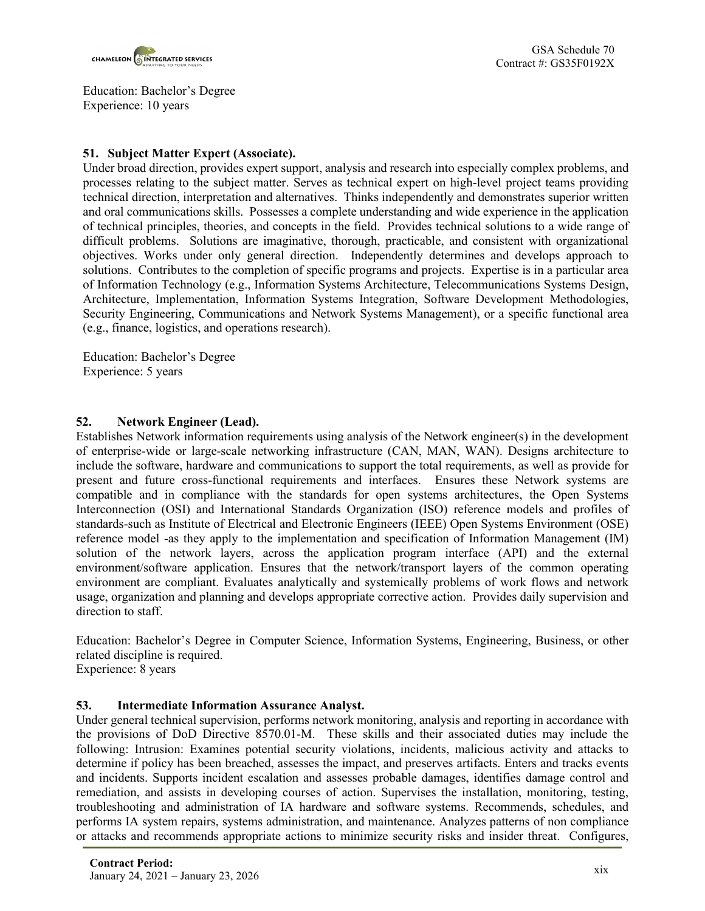Education: Bachelor's Degree
Experience: 10 years

**51. Subject Matter Expert (Associate).**

Under broad direction, provides expert support, analysis and research into especially complex problems, and processes relating to the subject matter. Serves as technical expert on high-level project teams providing technical direction, interpretation and alternatives. Thinks independently and demonstrates superior written and oral communications skills. Possesses a complete understanding and wide experience in the application of technical principles, theories, and concepts in the field. Provides technical solutions to a wide range of difficult problems. Solutions are imaginative, thorough, practicable, and consistent with organizational objectives. Works under only general direction. Independently determines and develops approach to solutions. Contributes to the completion of specific programs and projects. Expertise is in a particular area of Information Technology (e.g., Information Systems Architecture, Telecommunications Systems Design, Architecture, Implementation, Information Systems Integration, Software Development Methodologies, Security Engineering, Communications and Network Systems Management), or a specific functional area (e.g., finance, logistics, and operations research).

Education: Bachelor's Degree
Experience: 5 years

**52. Network Engineer (Lead).**

Establishes Network information requirements using analysis of the Network engineer(s) in the development of enterprise-wide or large-scale networking infrastructure (CAN, MAN, WAN). Designs architecture to include the software, hardware and communications to support the total requirements, as well as provide for present and future cross-functional requirements and interfaces. Ensures these Network systems are compatible and in compliance with the standards for open systems architectures, the Open Systems Interconnection (OSI) and International Standards Organization (ISO) reference models and profiles of standards-such as Institute of Electrical and Electronic Engineers (IEEE) Open Systems Environment (OSE) reference model -as they apply to the implementation and specification of Information Management (IM) solution of the network layers, across the application program interface (API) and the external environment/software application. Ensures that the network/transport layers of the common operating environment are compliant. Evaluates analytically and systemically problems of work flows and network usage, organization and planning and develops appropriate corrective action. Provides daily supervision and direction to staff.

Education: Bachelor's Degree in Computer Science, Information Systems, Engineering, Business, or other related discipline is required.
Experience: 8 years

**53. Intermediate Information Assurance Analyst.**

Under general technical supervision, performs network monitoring, analysis and reporting in accordance with the provisions of DoD Directive 8570.01-M. These skills and their associated duties may include the following: Intrusion: Examines potential security violations, incidents, malicious activity and attacks to determine if policy has been breached, assesses the impact, and preserves artifacts. Enters and tracks events and incidents. Supports incident escalation and assesses probable damages, identifies damage control and remediation, and assists in developing courses of action. Supervises the installation, monitoring, testing, troubleshooting and administration of IA hardware and software systems. Recommends, schedules, and performs IA system repairs, systems administration, and maintenance. Analyzes patterns of non compliance or attacks and recommends appropriate actions to minimize security risks and insider threat. Configures,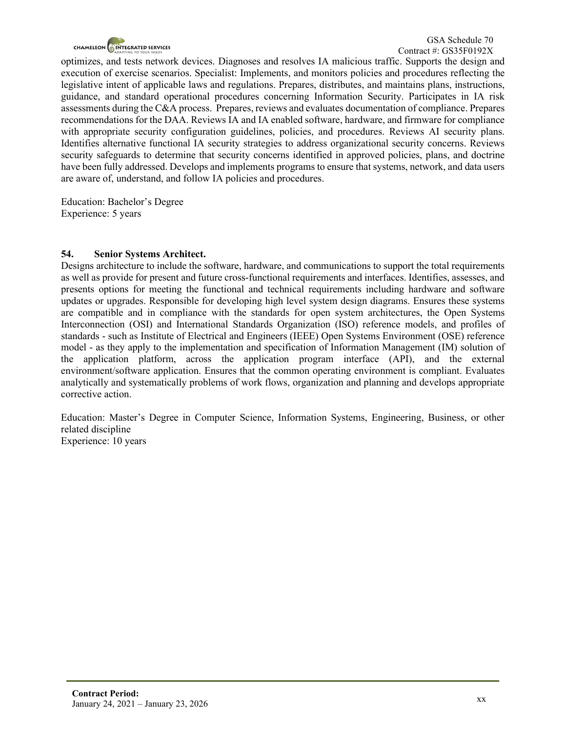optimizes, and tests network devices. Diagnoses and resolves IA malicious traffic. Supports the design and execution of exercise scenarios. Specialist: Implements, and monitors policies and procedures reflecting the legislative intent of applicable laws and regulations. Prepares, distributes, and maintains plans, instructions, guidance, and standard operational procedures concerning Information Security. Participates in IA risk assessments during the C&A process. Prepares, reviews and evaluates documentation of compliance. Prepares recommendations for the DAA. Reviews IA and IA enabled software, hardware, and firmware for compliance with appropriate security configuration guidelines, policies, and procedures. Reviews AI security plans. Identifies alternative functional IA security strategies to address organizational security concerns. Reviews security safeguards to determine that security concerns identified in approved policies, plans, and doctrine have been fully addressed. Develops and implements programs to ensure that systems, network, and data users are aware of, understand, and follow IA policies and procedures.

Education: Bachelor's Degree
Experience: 5 years

**54. Senior Systems Architect.**

Designs architecture to include the software, hardware, and communications to support the total requirements as well as provide for present and future cross-functional requirements and interfaces. Identifies, assesses, and presents options for meeting the functional and technical requirements including hardware and software updates or upgrades. Responsible for developing high level system design diagrams. Ensures these systems are compatible and in compliance with the standards for open system architectures, the Open Systems Interconnection (OSI) and International Standards Organization (ISO) reference models, and profiles of standards - such as Institute of Electrical and Engineers (IEEE) Open Systems Environment (OSE) reference model - as they apply to the implementation and specification of Information Management (IM) solution of the application platform, across the application program interface (API), and the external environment/software application. Ensures that the common operating environment is compliant. Evaluates analytically and systematically problems of work flows, organization and planning and develops appropriate corrective action.

Education: Master's Degree in Computer Science, Information Systems, Engineering, Business, or other related discipline
Experience: 10 years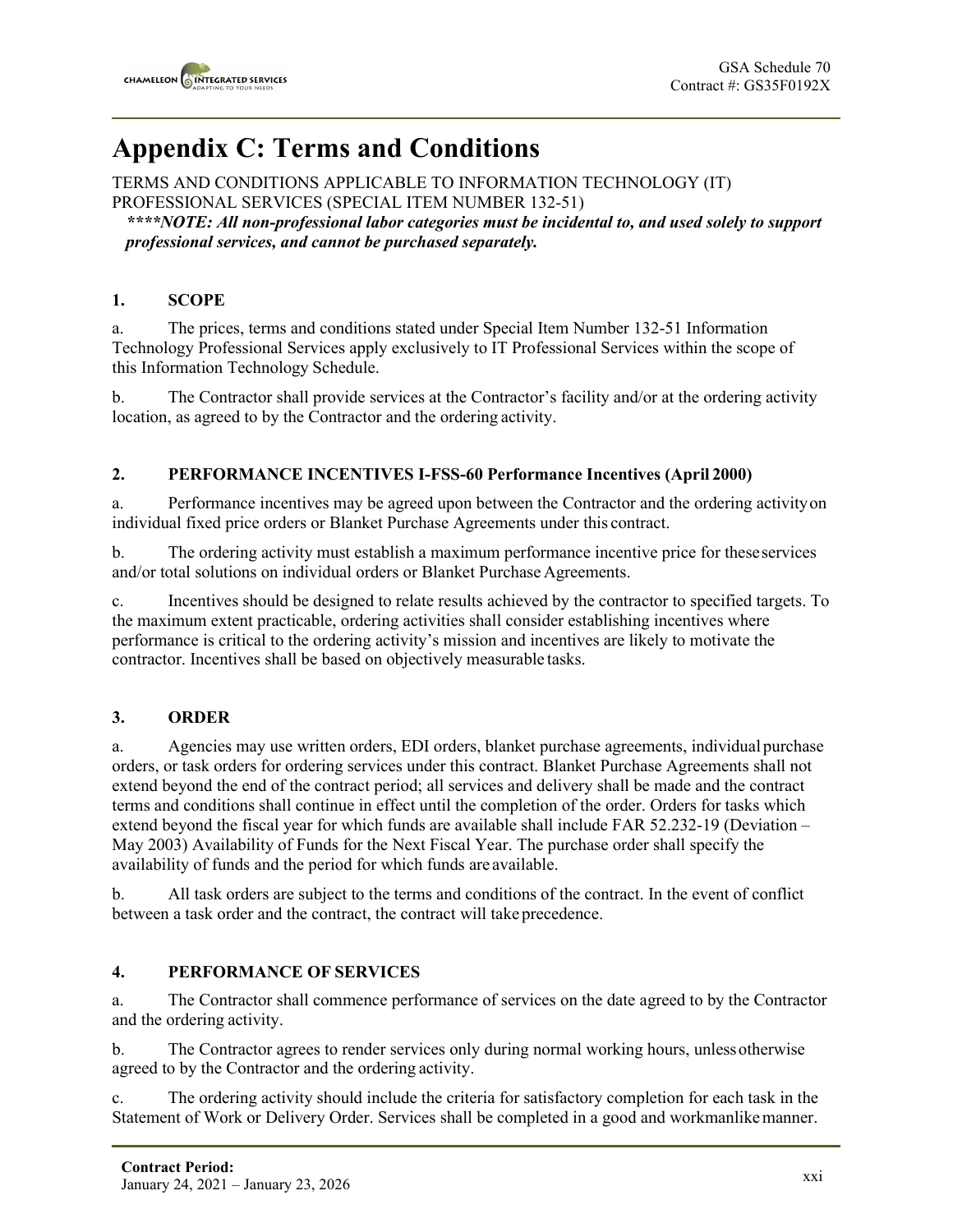# Appendix C: Terms and Conditions

TERMS AND CONDITIONS APPLICABLE TO INFORMATION TECHNOLOGY (IT) PROFESSIONAL SERVICES (SPECIAL ITEM NUMBER 132-51)

***\*\*\*\*NOTE: All non-professional labor categories must be incidental to, and used solely to support professional services, and cannot be purchased separately.***

### 1. SCOPE

a. The prices, terms and conditions stated under Special Item Number 132-51 Information Technology Professional Services apply exclusively to IT Professional Services within the scope of this Information Technology Schedule.

b. The Contractor shall provide services at the Contractor's facility and/or at the ordering activity location, as agreed to by the Contractor and the ordering activity.

### 2. PERFORMANCE INCENTIVES I-FSS-60 Performance Incentives (April 2000)

a. Performance incentives may be agreed upon between the Contractor and the ordering activity on individual fixed price orders or Blanket Purchase Agreements under this contract.

b. The ordering activity must establish a maximum performance incentive price for these services and/or total solutions on individual orders or Blanket Purchase Agreements.

c. Incentives should be designed to relate results achieved by the contractor to specified targets. To the maximum extent practicable, ordering activities shall consider establishing incentives where performance is critical to the ordering activity's mission and incentives are likely to motivate the contractor. Incentives shall be based on objectively measurable tasks.

### 3. ORDER

a. Agencies may use written orders, EDI orders, blanket purchase agreements, individual purchase orders, or task orders for ordering services under this contract. Blanket Purchase Agreements shall not extend beyond the end of the contract period; all services and delivery shall be made and the contract terms and conditions shall continue in effect until the completion of the order. Orders for tasks which extend beyond the fiscal year for which funds are available shall include FAR 52.232-19 (Deviation – May 2003) Availability of Funds for the Next Fiscal Year. The purchase order shall specify the availability of funds and the period for which funds are available.

b. All task orders are subject to the terms and conditions of the contract. In the event of conflict between a task order and the contract, the contract will take precedence.

### 4. PERFORMANCE OF SERVICES

a. The Contractor shall commence performance of services on the date agreed to by the Contractor and the ordering activity.

b. The Contractor agrees to render services only during normal working hours, unless otherwise agreed to by the Contractor and the ordering activity.

c. The ordering activity should include the criteria for satisfactory completion for each task in the Statement of Work or Delivery Order. Services shall be completed in a good and workmanlike manner.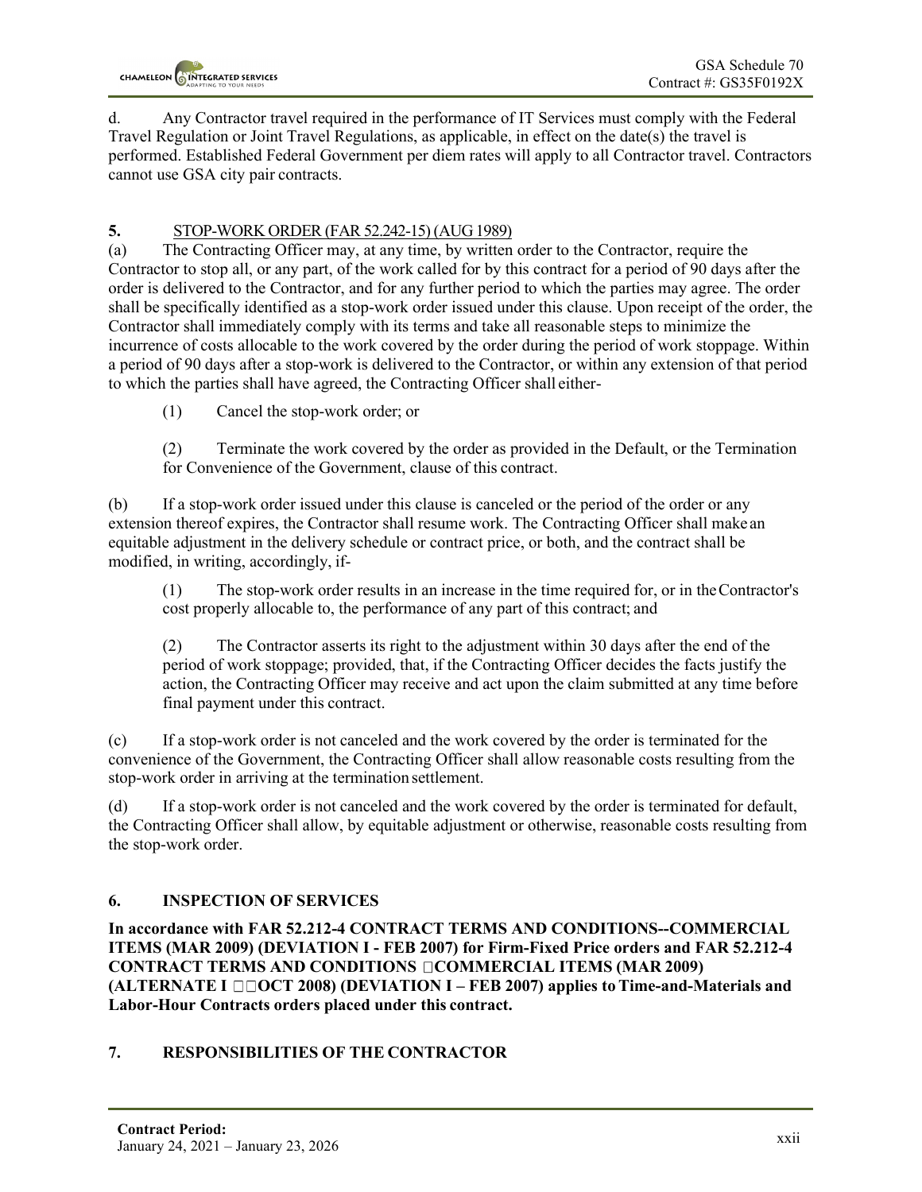d. Any Contractor travel required in the performance of IT Services must comply with the Federal Travel Regulation or Joint Travel Regulations, as applicable, in effect on the date(s) the travel is performed. Established Federal Government per diem rates will apply to all Contractor travel. Contractors cannot use GSA city pair contracts.

**5.** STOP-WORK ORDER (FAR 52.242-15) (AUG 1989)

(a) The Contracting Officer may, at any time, by written order to the Contractor, require the Contractor to stop all, or any part, of the work called for by this contract for a period of 90 days after the order is delivered to the Contractor, and for any further period to which the parties may agree. The order shall be specifically identified as a stop-work order issued under this clause. Upon receipt of the order, the Contractor shall immediately comply with its terms and take all reasonable steps to minimize the incurrence of costs allocable to the work covered by the order during the period of work stoppage. Within a period of 90 days after a stop-work is delivered to the Contractor, or within any extension of that period to which the parties shall have agreed, the Contracting Officer shall either-

(1) Cancel the stop-work order; or

(2) Terminate the work covered by the order as provided in the Default, or the Termination for Convenience of the Government, clause of this contract.

(b) If a stop-work order issued under this clause is canceled or the period of the order or any extension thereof expires, the Contractor shall resume work. The Contracting Officer shall make an equitable adjustment in the delivery schedule or contract price, or both, and the contract shall be modified, in writing, accordingly, if-

(1) The stop-work order results in an increase in the time required for, or in the Contractor's cost properly allocable to, the performance of any part of this contract; and

(2) The Contractor asserts its right to the adjustment within 30 days after the end of the period of work stoppage; provided, that, if the Contracting Officer decides the facts justify the action, the Contracting Officer may receive and act upon the claim submitted at any time before final payment under this contract.

(c) If a stop-work order is not canceled and the work covered by the order is terminated for the convenience of the Government, the Contracting Officer shall allow reasonable costs resulting from the stop-work order in arriving at the termination settlement.

(d) If a stop-work order is not canceled and the work covered by the order is terminated for default, the Contracting Officer shall allow, by equitable adjustment or otherwise, reasonable costs resulting from the stop-work order.

## 6. INSPECTION OF SERVICES

**In accordance with FAR 52.212-4 CONTRACT TERMS AND CONDITIONS--COMMERCIAL ITEMS (MAR 2009) (DEVIATION I - FEB 2007) for Firm-Fixed Price orders and FAR 52.212-4 CONTRACT TERMS AND CONDITIONS COMMERCIAL ITEMS (MAR 2009) (ALTERNATE I OCT 2008) (DEVIATION I – FEB 2007) applies to Time-and-Materials and Labor-Hour Contracts orders placed under this contract.**

## 7. RESPONSIBILITIES OF THE CONTRACTOR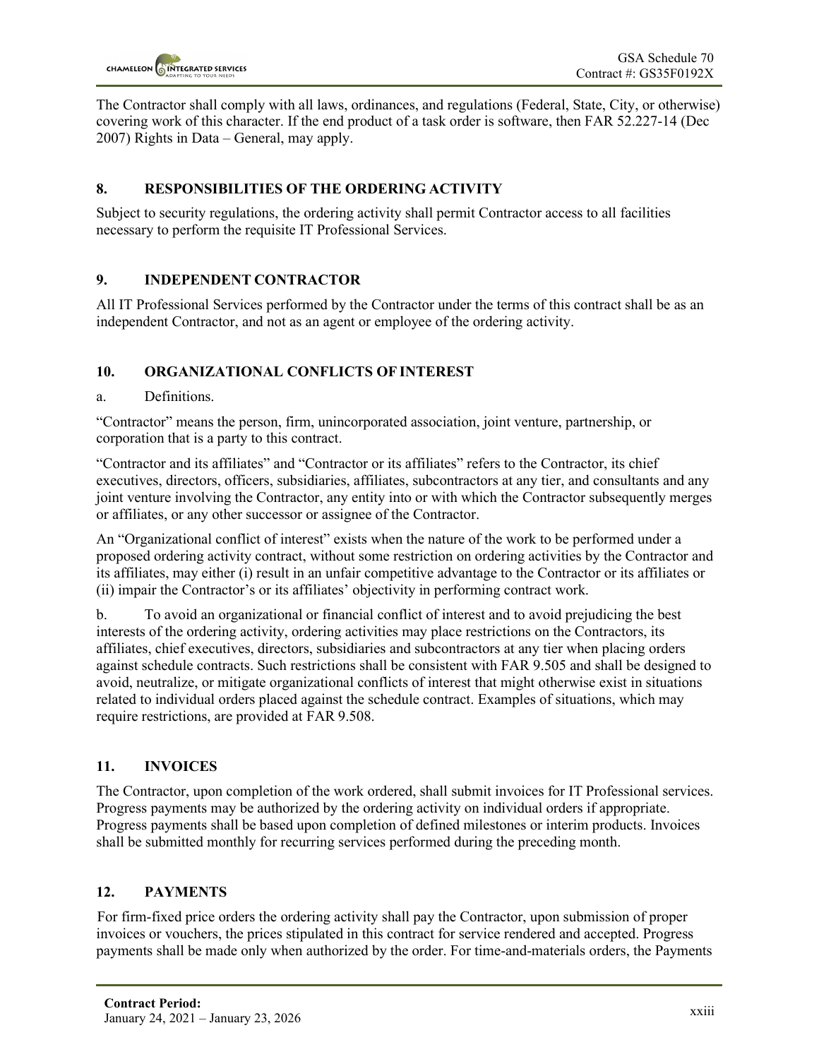The Contractor shall comply with all laws, ordinances, and regulations (Federal, State, City, or otherwise) covering work of this character. If the end product of a task order is software, then FAR 52.227-14 (Dec 2007) Rights in Data – General, may apply.

## 8. RESPONSIBILITIES OF THE ORDERING ACTIVITY

Subject to security regulations, the ordering activity shall permit Contractor access to all facilities necessary to perform the requisite IT Professional Services.

## 9. INDEPENDENT CONTRACTOR

All IT Professional Services performed by the Contractor under the terms of this contract shall be as an independent Contractor, and not as an agent or employee of the ordering activity.

## 10. ORGANIZATIONAL CONFLICTS OF INTEREST

a. Definitions.

"Contractor" means the person, firm, unincorporated association, joint venture, partnership, or corporation that is a party to this contract.

"Contractor and its affiliates" and "Contractor or its affiliates" refers to the Contractor, its chief executives, directors, officers, subsidiaries, affiliates, subcontractors at any tier, and consultants and any joint venture involving the Contractor, any entity into or with which the Contractor subsequently merges or affiliates, or any other successor or assignee of the Contractor.

An "Organizational conflict of interest" exists when the nature of the work to be performed under a proposed ordering activity contract, without some restriction on ordering activities by the Contractor and its affiliates, may either (i) result in an unfair competitive advantage to the Contractor or its affiliates or (ii) impair the Contractor's or its affiliates' objectivity in performing contract work.

b. To avoid an organizational or financial conflict of interest and to avoid prejudicing the best interests of the ordering activity, ordering activities may place restrictions on the Contractors, its affiliates, chief executives, directors, subsidiaries and subcontractors at any tier when placing orders against schedule contracts. Such restrictions shall be consistent with FAR 9.505 and shall be designed to avoid, neutralize, or mitigate organizational conflicts of interest that might otherwise exist in situations related to individual orders placed against the schedule contract. Examples of situations, which may require restrictions, are provided at FAR 9.508.

## 11. INVOICES

The Contractor, upon completion of the work ordered, shall submit invoices for IT Professional services. Progress payments may be authorized by the ordering activity on individual orders if appropriate. Progress payments shall be based upon completion of defined milestones or interim products. Invoices shall be submitted monthly for recurring services performed during the preceding month.

## 12. PAYMENTS

For firm-fixed price orders the ordering activity shall pay the Contractor, upon submission of proper invoices or vouchers, the prices stipulated in this contract for service rendered and accepted. Progress payments shall be made only when authorized by the order. For time-and-materials orders, the Payments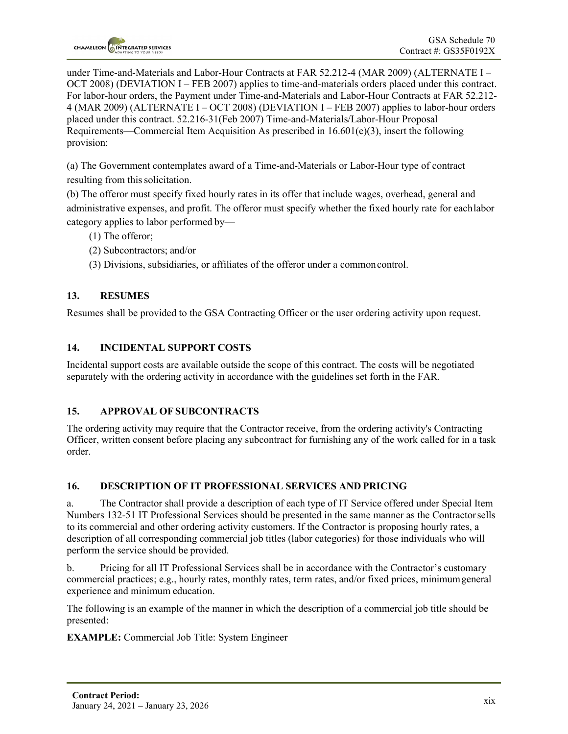under Time-and-Materials and Labor-Hour Contracts at FAR 52.212-4 (MAR 2009) (ALTERNATE I – OCT 2008) (DEVIATION I – FEB 2007) applies to time-and-materials orders placed under this contract. For labor-hour orders, the Payment under Time-and-Materials and Labor-Hour Contracts at FAR 52.212-4 (MAR 2009) (ALTERNATE I – OCT 2008) (DEVIATION I – FEB 2007) applies to labor-hour orders placed under this contract. 52.216-31(Feb 2007) Time-and-Materials/Labor-Hour Proposal Requirements—Commercial Item Acquisition As prescribed in 16.601(e)(3), insert the following provision:

(a) The Government contemplates award of a Time-and-Materials or Labor-Hour type of contract resulting from this solicitation.

(b) The offeror must specify fixed hourly rates in its offer that include wages, overhead, general and administrative expenses, and profit. The offeror must specify whether the fixed hourly rate for each labor category applies to labor performed by—

(1) The offeror;

(2) Subcontractors; and/or

(3) Divisions, subsidiaries, or affiliates of the offeror under a common control.

## 13. RESUMES

Resumes shall be provided to the GSA Contracting Officer or the user ordering activity upon request.

## 14. INCIDENTAL SUPPORT COSTS

Incidental support costs are available outside the scope of this contract. The costs will be negotiated separately with the ordering activity in accordance with the guidelines set forth in the FAR.

## 15. APPROVAL OF SUBCONTRACTS

The ordering activity may require that the Contractor receive, from the ordering activity's Contracting Officer, written consent before placing any subcontract for furnishing any of the work called for in a task order.

## 16. DESCRIPTION OF IT PROFESSIONAL SERVICES AND PRICING

a. The Contractor shall provide a description of each type of IT Service offered under Special Item Numbers 132-51 IT Professional Services should be presented in the same manner as the Contractor sells to its commercial and other ordering activity customers. If the Contractor is proposing hourly rates, a description of all corresponding commercial job titles (labor categories) for those individuals who will perform the service should be provided.

b. Pricing for all IT Professional Services shall be in accordance with the Contractor's customary commercial practices; e.g., hourly rates, monthly rates, term rates, and/or fixed prices, minimum general experience and minimum education.

The following is an example of the manner in which the description of a commercial job title should be presented:

**EXAMPLE:** Commercial Job Title: System Engineer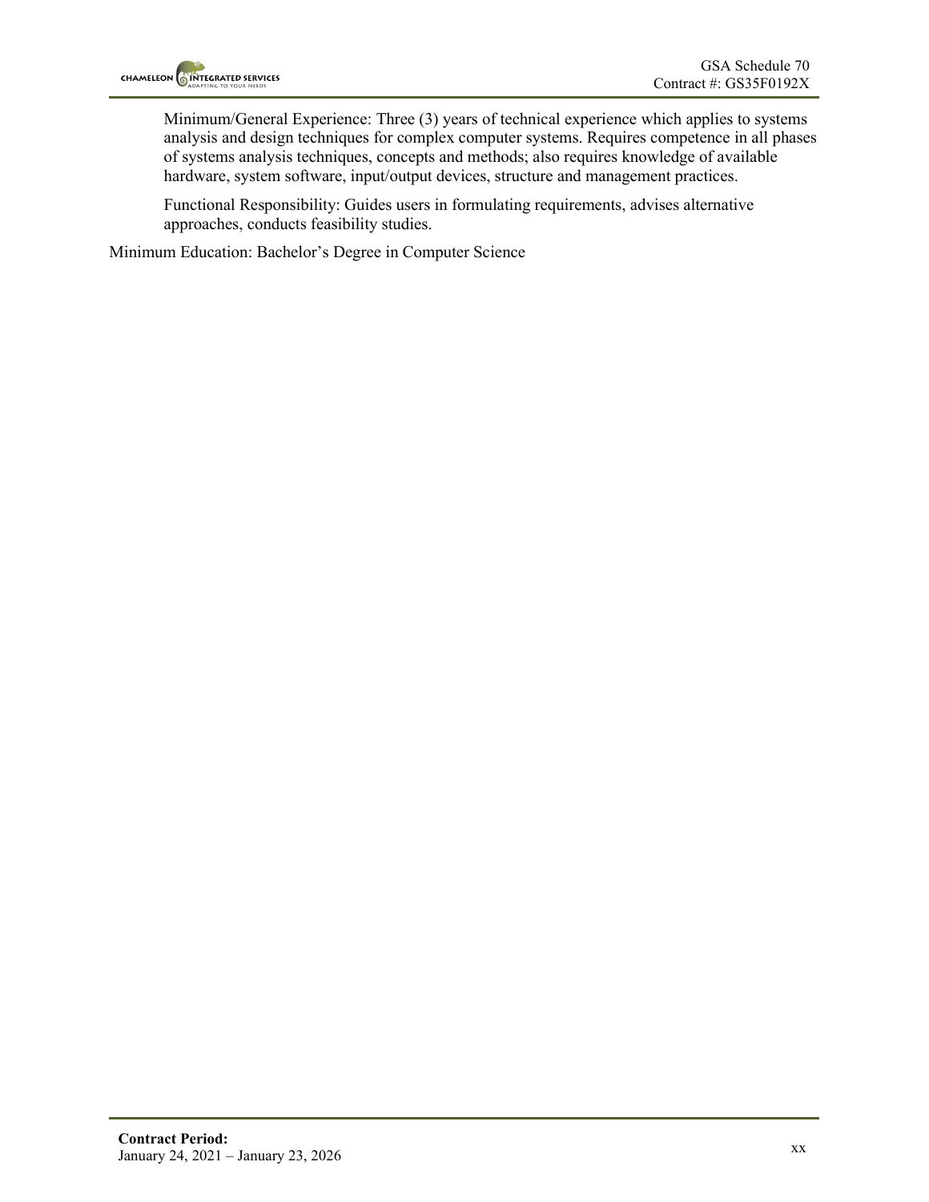Minimum/General Experience: Three (3) years of technical experience which applies to systems analysis and design techniques for complex computer systems. Requires competence in all phases of systems analysis techniques, concepts and methods; also requires knowledge of available hardware, system software, input/output devices, structure and management practices.

Functional Responsibility: Guides users in formulating requirements, advises alternative approaches, conducts feasibility studies.

Minimum Education: Bachelor's Degree in Computer Science